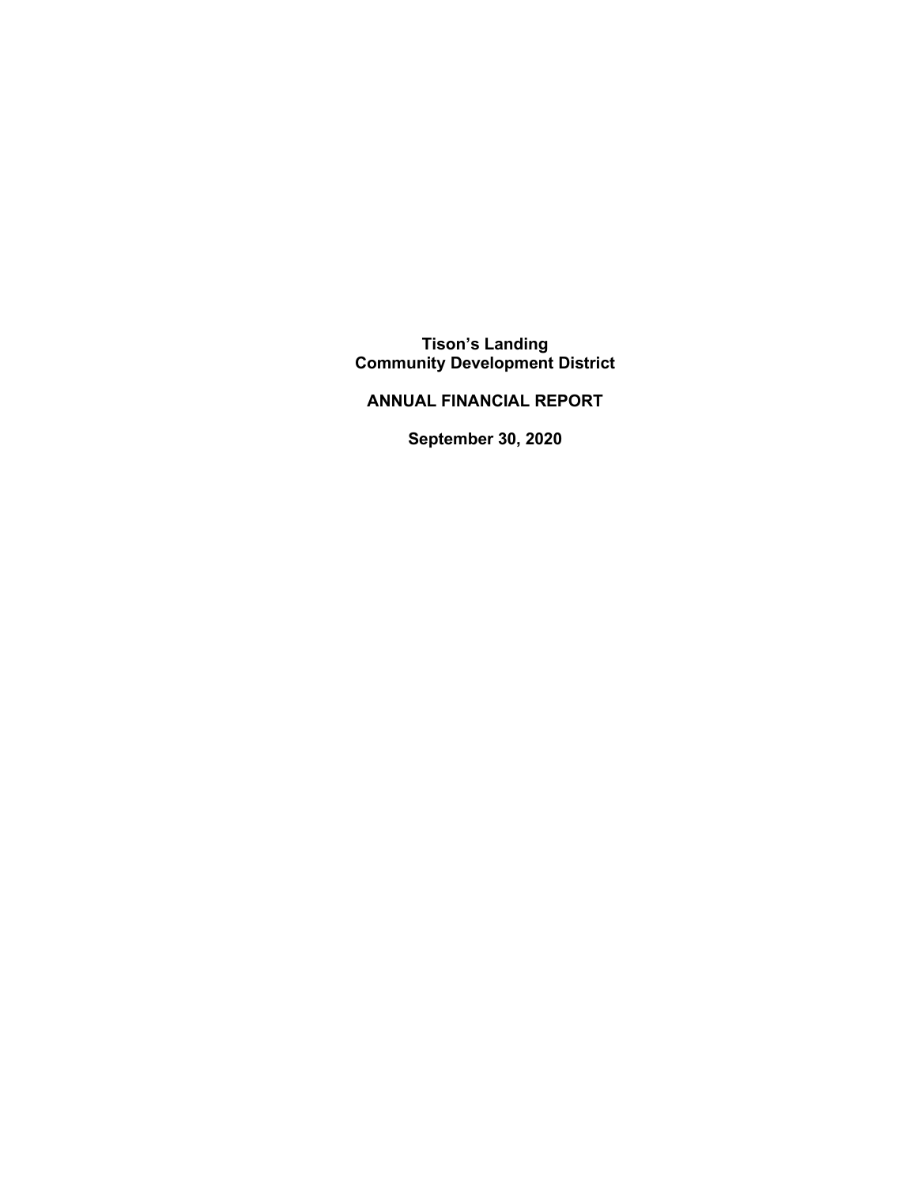# Tison's Landing Community Development District

## ANNUAL FINANCIAL REPORT

### September 30, 2020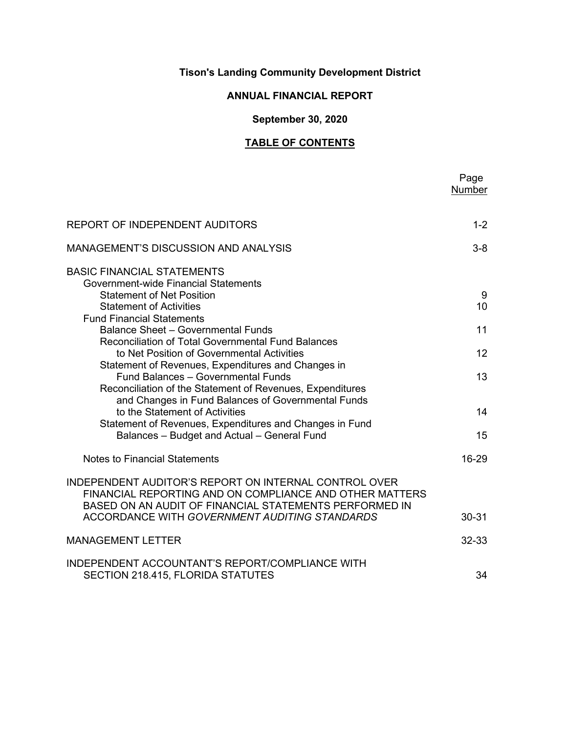# Tison's Landing Community Development District

## ANNUAL FINANCIAL REPORT

### September 30, 2020

### TABLE OF CONTENTS

| | Page Number |
|---|---|
| REPORT OF INDEPENDENT AUDITORS | 1-2 |
| MANAGEMENT'S DISCUSSION AND ANALYSIS | 3-8 |
| BASIC FINANCIAL STATEMENTS | |
| Government-wide Financial Statements | |
| Statement of Net Position | 9 |
| Statement of Activities | 10 |
| Fund Financial Statements | |
| Balance Sheet – Governmental Funds | 11 |
| Reconciliation of Total Governmental Fund Balances to Net Position of Governmental Activities | 12 |
| Statement of Revenues, Expenditures and Changes in Fund Balances – Governmental Funds | 13 |
| Reconciliation of the Statement of Revenues, Expenditures and Changes in Fund Balances of Governmental Funds to the Statement of Activities | 14 |
| Statement of Revenues, Expenditures and Changes in Fund Balances – Budget and Actual – General Fund | 15 |
| Notes to Financial Statements | 16-29 |
| INDEPENDENT AUDITOR'S REPORT ON INTERNAL CONTROL OVER FINANCIAL REPORTING AND ON COMPLIANCE AND OTHER MATTERS BASED ON AN AUDIT OF FINANCIAL STATEMENTS PERFORMED IN ACCORDANCE WITH *GOVERNMENT AUDITING STANDARDS* | 30-31 |
| MANAGEMENT LETTER | 32-33 |
| INDEPENDENT ACCOUNTANT'S REPORT/COMPLIANCE WITH SECTION 218.415, FLORIDA STATUTES | 34 |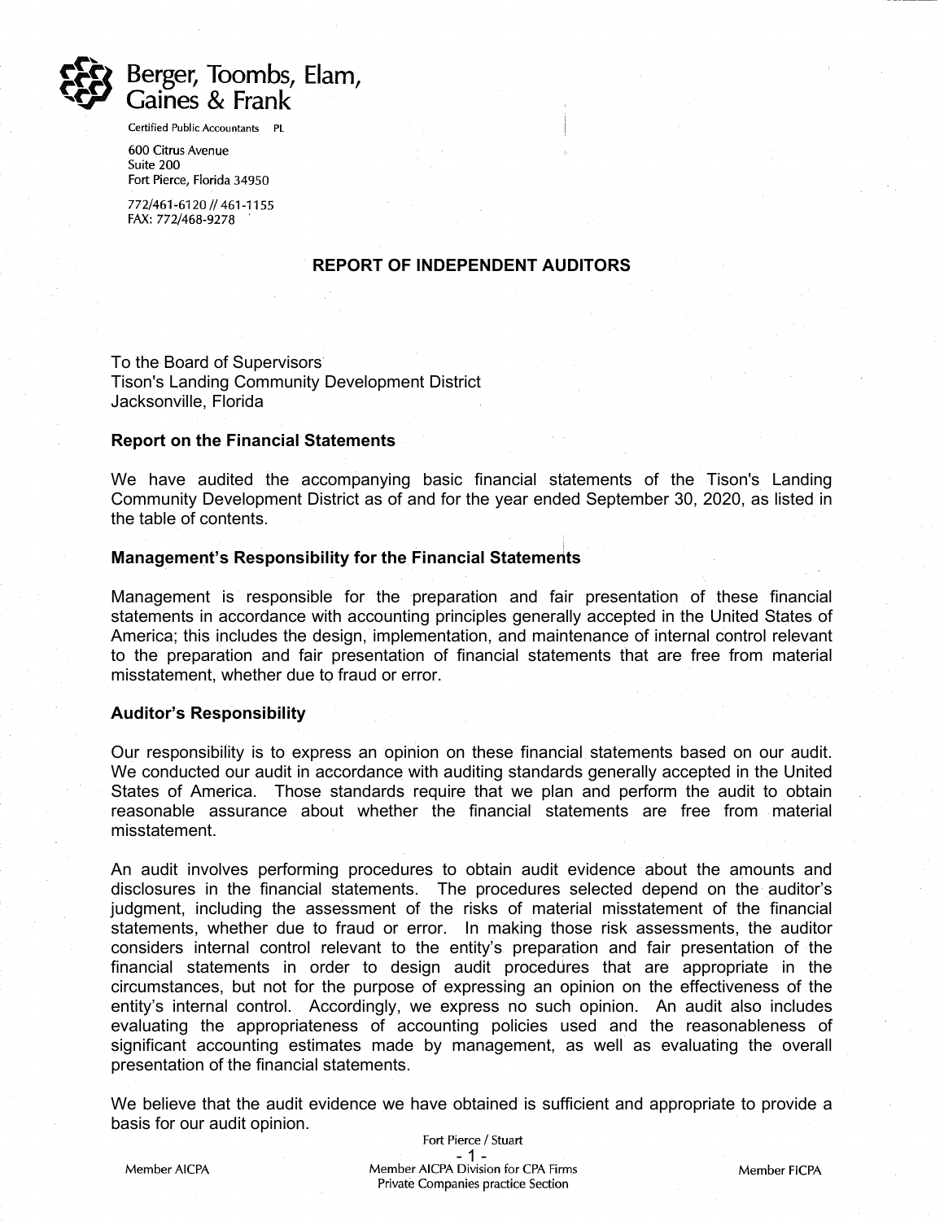# Berger, Toombs, Elam, Gaines & Frank

Certified Public Accountants PL

600 Citrus Avenue
Suite 200
Fort Pierce, Florida 34950

772/461-6120 // 461-1155
FAX: 772/468-9278

## REPORT OF INDEPENDENT AUDITORS

To the Board of Supervisors
Tison's Landing Community Development District
Jacksonville, Florida

### Report on the Financial Statements

We have audited the accompanying basic financial statements of the Tison's Landing Community Development District as of and for the year ended September 30, 2020, as listed in the table of contents.

### Management's Responsibility for the Financial Statements

Management is responsible for the preparation and fair presentation of these financial statements in accordance with accounting principles generally accepted in the United States of America; this includes the design, implementation, and maintenance of internal control relevant to the preparation and fair presentation of financial statements that are free from material misstatement, whether due to fraud or error.

### Auditor's Responsibility

Our responsibility is to express an opinion on these financial statements based on our audit. We conducted our audit in accordance with auditing standards generally accepted in the United States of America. Those standards require that we plan and perform the audit to obtain reasonable assurance about whether the financial statements are free from material misstatement.

An audit involves performing procedures to obtain audit evidence about the amounts and disclosures in the financial statements. The procedures selected depend on the auditor's judgment, including the assessment of the risks of material misstatement of the financial statements, whether due to fraud or error. In making those risk assessments, the auditor considers internal control relevant to the entity's preparation and fair presentation of the financial statements in order to design audit procedures that are appropriate in the circumstances, but not for the purpose of expressing an opinion on the effectiveness of the entity's internal control. Accordingly, we express no such opinion. An audit also includes evaluating the appropriateness of accounting policies used and the reasonableness of significant accounting estimates made by management, as well as evaluating the overall presentation of the financial statements.

We believe that the audit evidence we have obtained is sufficient and appropriate to provide a basis for our audit opinion.

Fort Pierce / Stuart

Member AICPA | Member AICPA Division for CPA Firms Private Companies practice Section | Member FICPA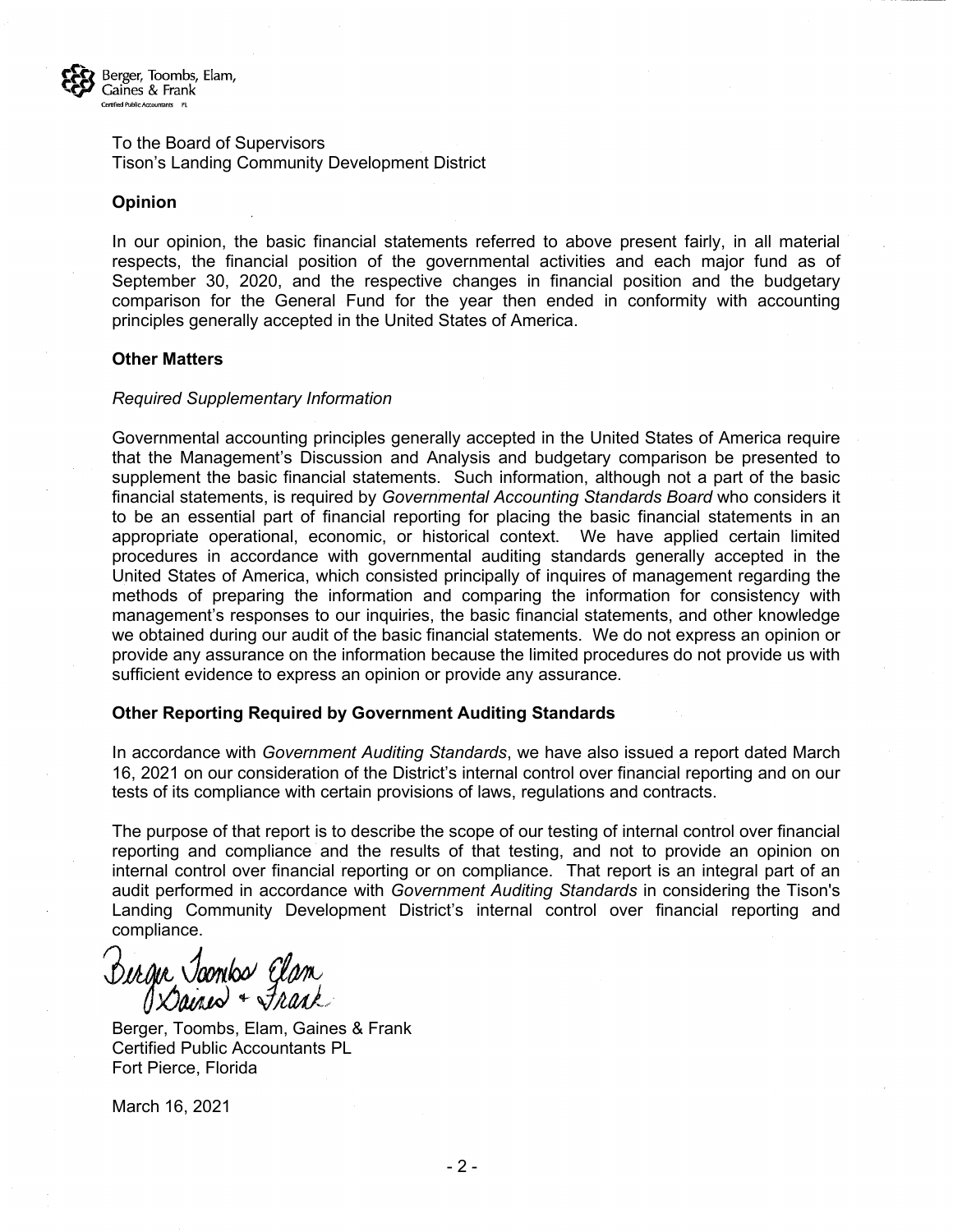Berger, Toombs, Elam, Gaines & Frank
Certified Public Accountants PL

To the Board of Supervisors
Tison's Landing Community Development District

**Opinion**

In our opinion, the basic financial statements referred to above present fairly, in all material respects, the financial position of the governmental activities and each major fund as of September 30, 2020, and the respective changes in financial position and the budgetary comparison for the General Fund for the year then ended in conformity with accounting principles generally accepted in the United States of America.

**Other Matters**

*Required Supplementary Information*

Governmental accounting principles generally accepted in the United States of America require that the Management's Discussion and Analysis and budgetary comparison be presented to supplement the basic financial statements. Such information, although not a part of the basic financial statements, is required by *Governmental Accounting Standards Board* who considers it to be an essential part of financial reporting for placing the basic financial statements in an appropriate operational, economic, or historical context. We have applied certain limited procedures in accordance with governmental auditing standards generally accepted in the United States of America, which consisted principally of inquires of management regarding the methods of preparing the information and comparing the information for consistency with management's responses to our inquiries, the basic financial statements, and other knowledge we obtained during our audit of the basic financial statements. We do not express an opinion or provide any assurance on the information because the limited procedures do not provide us with sufficient evidence to express an opinion or provide any assurance.

**Other Reporting Required by Government Auditing Standards**

In accordance with *Government Auditing Standards*, we have also issued a report dated March 16, 2021 on our consideration of the District's internal control over financial reporting and on our tests of its compliance with certain provisions of laws, regulations and contracts.

The purpose of that report is to describe the scope of our testing of internal control over financial reporting and compliance and the results of that testing, and not to provide an opinion on internal control over financial reporting or on compliance. That report is an integral part of an audit performed in accordance with *Government Auditing Standards* in considering the Tison's Landing Community Development District's internal control over financial reporting and compliance.

Berger Toombs Elam Gaines + Frank

Berger, Toombs, Elam, Gaines & Frank
Certified Public Accountants PL
Fort Pierce, Florida

March 16, 2021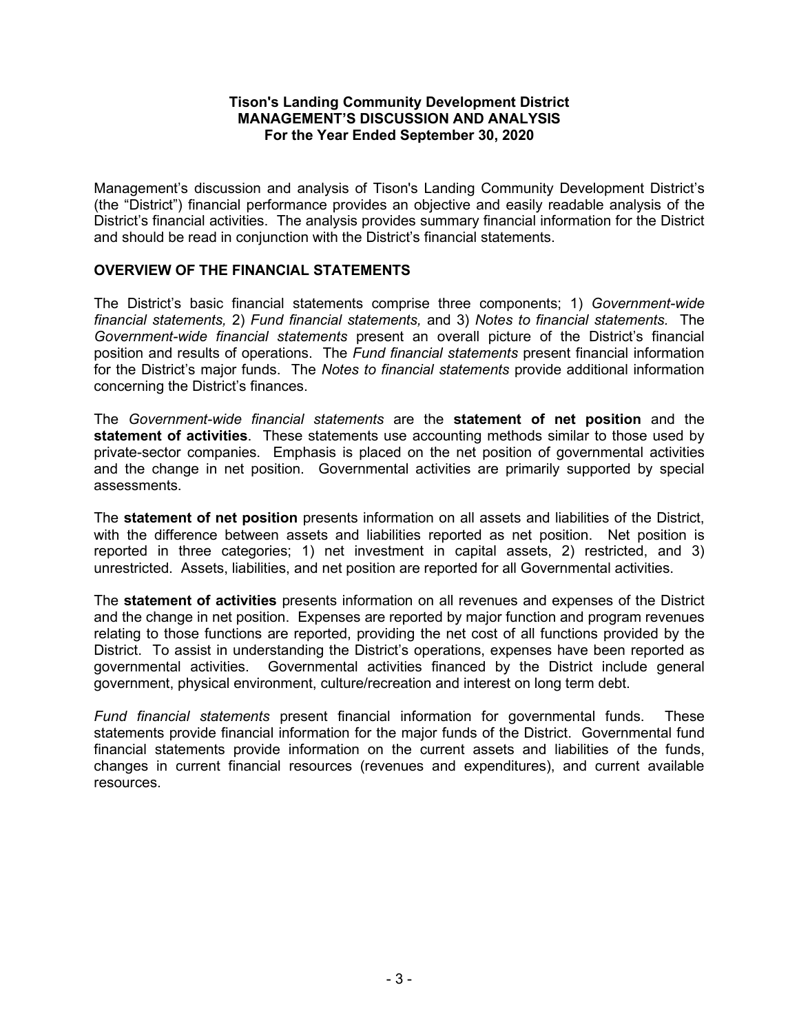**Tison's Landing Community Development District**
**MANAGEMENT'S DISCUSSION AND ANALYSIS**
**For the Year Ended September 30, 2020**

Management's discussion and analysis of Tison's Landing Community Development District's (the "District") financial performance provides an objective and easily readable analysis of the District's financial activities. The analysis provides summary financial information for the District and should be read in conjunction with the District's financial statements.

## OVERVIEW OF THE FINANCIAL STATEMENTS

The District's basic financial statements comprise three components; 1) *Government-wide financial statements,* 2) *Fund financial statements,* and 3) *Notes to financial statements.* The *Government-wide financial statements* present an overall picture of the District's financial position and results of operations. The *Fund financial statements* present financial information for the District's major funds. The *Notes to financial statements* provide additional information concerning the District's finances.

The *Government-wide financial statements* are the **statement of net position** and the **statement of activities**. These statements use accounting methods similar to those used by private-sector companies. Emphasis is placed on the net position of governmental activities and the change in net position. Governmental activities are primarily supported by special assessments.

The **statement of net position** presents information on all assets and liabilities of the District, with the difference between assets and liabilities reported as net position. Net position is reported in three categories; 1) net investment in capital assets, 2) restricted, and 3) unrestricted. Assets, liabilities, and net position are reported for all Governmental activities.

The **statement of activities** presents information on all revenues and expenses of the District and the change in net position. Expenses are reported by major function and program revenues relating to those functions are reported, providing the net cost of all functions provided by the District. To assist in understanding the District's operations, expenses have been reported as governmental activities. Governmental activities financed by the District include general government, physical environment, culture/recreation and interest on long term debt.

*Fund financial statements* present financial information for governmental funds. These statements provide financial information for the major funds of the District. Governmental fund financial statements provide information on the current assets and liabilities of the funds, changes in current financial resources (revenues and expenditures), and current available resources.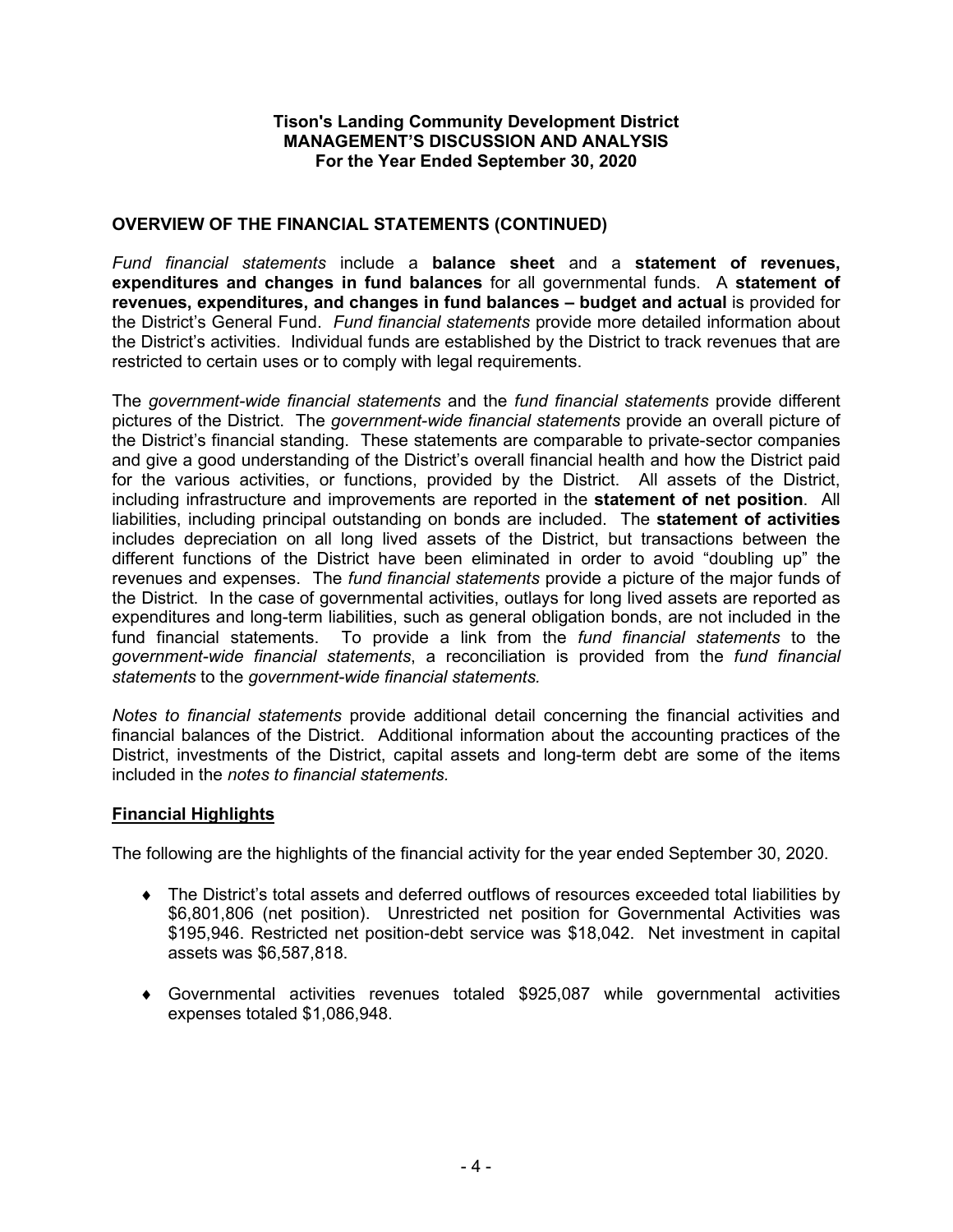## OVERVIEW OF THE FINANCIAL STATEMENTS (CONTINUED)

*Fund financial statements* include a **balance sheet** and a **statement of revenues, expenditures and changes in fund balances** for all governmental funds. A **statement of revenues, expenditures, and changes in fund balances – budget and actual** is provided for the District's General Fund. *Fund financial statements* provide more detailed information about the District's activities. Individual funds are established by the District to track revenues that are restricted to certain uses or to comply with legal requirements.

The *government-wide financial statements* and the *fund financial statements* provide different pictures of the District. The *government-wide financial statements* provide an overall picture of the District's financial standing. These statements are comparable to private-sector companies and give a good understanding of the District's overall financial health and how the District paid for the various activities, or functions, provided by the District. All assets of the District, including infrastructure and improvements are reported in the **statement of net position**. All liabilities, including principal outstanding on bonds are included. The **statement of activities** includes depreciation on all long lived assets of the District, but transactions between the different functions of the District have been eliminated in order to avoid "doubling up" the revenues and expenses. The *fund financial statements* provide a picture of the major funds of the District. In the case of governmental activities, outlays for long lived assets are reported as expenditures and long-term liabilities, such as general obligation bonds, are not included in the fund financial statements. To provide a link from the *fund financial statements* to the *government-wide financial statements*, a reconciliation is provided from the *fund financial statements* to the *government-wide financial statements.*

*Notes to financial statements* provide additional detail concerning the financial activities and financial balances of the District. Additional information about the accounting practices of the District, investments of the District, capital assets and long-term debt are some of the items included in the *notes to financial statements.*

### Financial Highlights

The following are the highlights of the financial activity for the year ended September 30, 2020.

- The District's total assets and deferred outflows of resources exceeded total liabilities by $6,801,806 (net position). Unrestricted net position for Governmental Activities was $195,946. Restricted net position-debt service was $18,042. Net investment in capital assets was $6,587,818.

- Governmental activities revenues totaled $925,087 while governmental activities expenses totaled $1,086,948.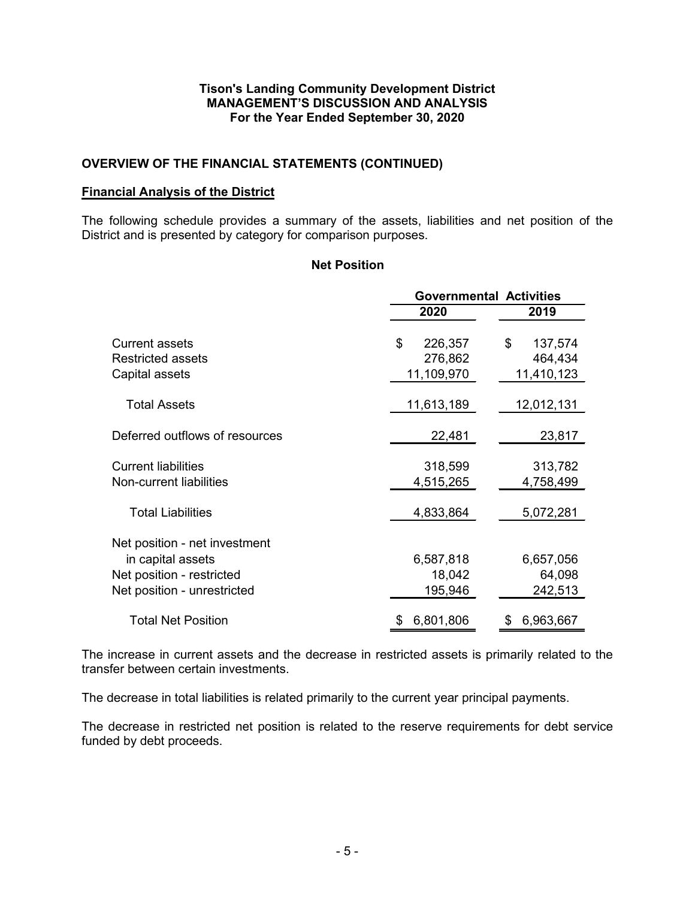**Tison's Landing Community Development District**
**MANAGEMENT'S DISCUSSION AND ANALYSIS**
**For the Year Ended September 30, 2020**

## OVERVIEW OF THE FINANCIAL STATEMENTS (CONTINUED)

### Financial Analysis of the District

The following schedule provides a summary of the assets, liabilities and net position of the District and is presented by category for comparison purposes.

**Net Position**

| | Governmental Activities | |
|---|---|---|
| | 2020 | 2019 |
| Current assets | $ 226,357 | $ 137,574 |
| Restricted assets | 276,862 | 464,434 |
| Capital assets | 11,109,970 | 11,410,123 |
| Total Assets | 11,613,189 | 12,012,131 |
| Deferred outflows of resources | 22,481 | 23,817 |
| Current liabilities | 318,599 | 313,782 |
| Non-current liabilities | 4,515,265 | 4,758,499 |
| Total Liabilities | 4,833,864 | 5,072,281 |
| Net position - net investment in capital assets | 6,587,818 | 6,657,056 |
| Net position - restricted | 18,042 | 64,098 |
| Net position - unrestricted | 195,946 | 242,513 |
| Total Net Position | $ 6,801,806 | $ 6,963,667 |

The increase in current assets and the decrease in restricted assets is primarily related to the transfer between certain investments.

The decrease in total liabilities is related primarily to the current year principal payments.

The decrease in restricted net position is related to the reserve requirements for debt service funded by debt proceeds.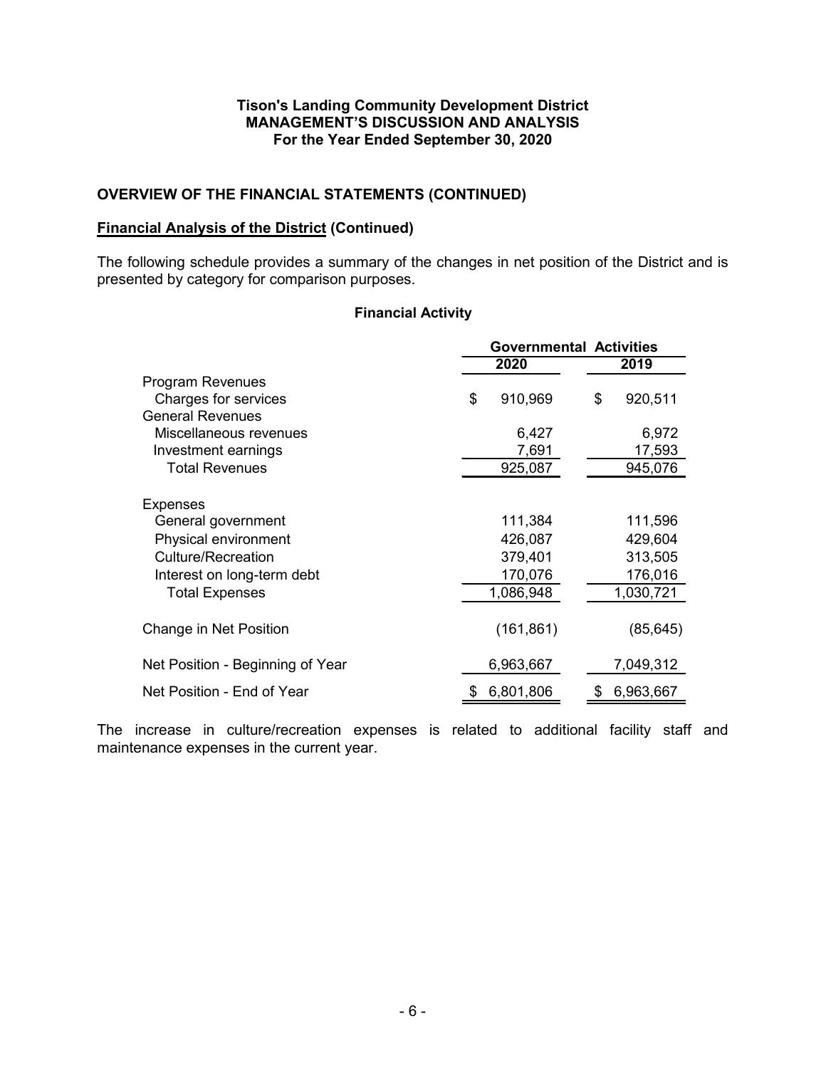# Tison's Landing Community Development District
# MANAGEMENT'S DISCUSSION AND ANALYSIS
# For the Year Ended September 30, 2020

## OVERVIEW OF THE FINANCIAL STATEMENTS (CONTINUED)

### Financial Analysis of the District (Continued)

The following schedule provides a summary of the changes in net position of the District and is presented by category for comparison purposes.

**Financial Activity**

| | Governmental Activities | |
|---|---|---|
| | 2020 | 2019 |
| Program Revenues | | |
| Charges for services | $ 910,969 | $ 920,511 |
| General Revenues | | |
| Miscellaneous revenues | 6,427 | 6,972 |
| Investment earnings | 7,691 | 17,593 |
| Total Revenues | 925,087 | 945,076 |
| Expenses | | |
| General government | 111,384 | 111,596 |
| Physical environment | 426,087 | 429,604 |
| Culture/Recreation | 379,401 | 313,505 |
| Interest on long-term debt | 170,076 | 176,016 |
| Total Expenses | 1,086,948 | 1,030,721 |
| Change in Net Position | (161,861) | (85,645) |
| Net Position - Beginning of Year | 6,963,667 | 7,049,312 |
| Net Position - End of Year | $ 6,801,806 | $ 6,963,667 |

The increase in culture/recreation expenses is related to additional facility staff and maintenance expenses in the current year.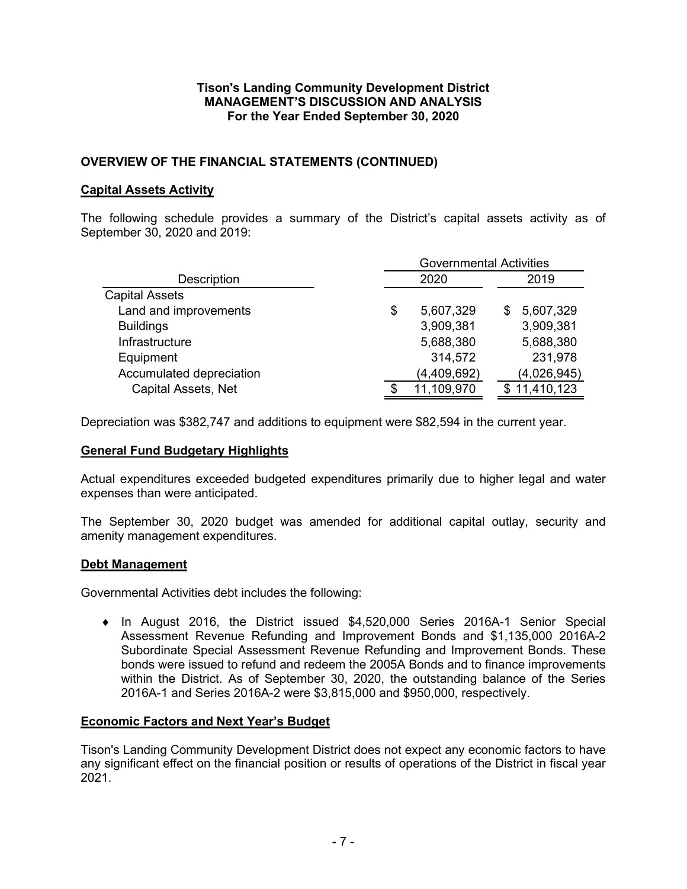**Tison's Landing Community Development District**
**MANAGEMENT'S DISCUSSION AND ANALYSIS**
**For the Year Ended September 30, 2020**

## OVERVIEW OF THE FINANCIAL STATEMENTS (CONTINUED)

### Capital Assets Activity

The following schedule provides a summary of the District's capital assets activity as of September 30, 2020 and 2019:

| Description | Governmental Activities | |
|---|---|---|
| | 2020 | 2019 |
| Capital Assets | | |
| Land and improvements | $ 5,607,329 | $ 5,607,329 |
| Buildings | 3,909,381 | 3,909,381 |
| Infrastructure | 5,688,380 | 5,688,380 |
| Equipment | 314,572 | 231,978 |
| Accumulated depreciation | (4,409,692) | (4,026,945) |
| Capital Assets, Net | $ 11,109,970 | $ 11,410,123 |

Depreciation was $382,747 and additions to equipment were $82,594 in the current year.

### General Fund Budgetary Highlights

Actual expenditures exceeded budgeted expenditures primarily due to higher legal and water expenses than were anticipated.

The September 30, 2020 budget was amended for additional capital outlay, security and amenity management expenditures.

### Debt Management

Governmental Activities debt includes the following:

- In August 2016, the District issued $4,520,000 Series 2016A-1 Senior Special Assessment Revenue Refunding and Improvement Bonds and $1,135,000 2016A-2 Subordinate Special Assessment Revenue Refunding and Improvement Bonds. These bonds were issued to refund and redeem the 2005A Bonds and to finance improvements within the District. As of September 30, 2020, the outstanding balance of the Series 2016A-1 and Series 2016A-2 were $3,815,000 and $950,000, respectively.

### Economic Factors and Next Year's Budget

Tison's Landing Community Development District does not expect any economic factors to have any significant effect on the financial position or results of operations of the District in fiscal year 2021.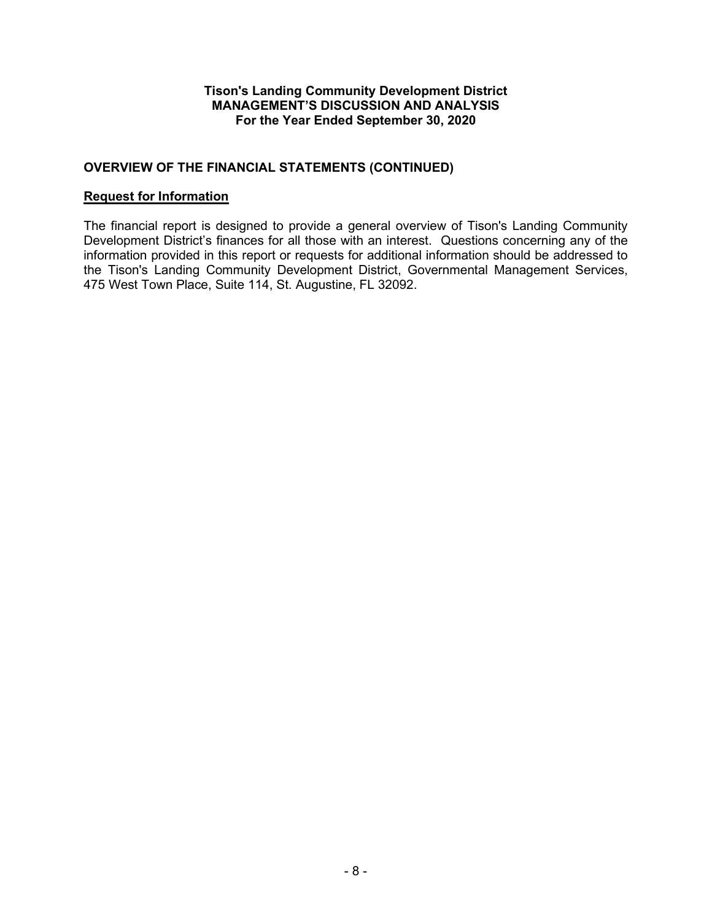**Tison's Landing Community Development District**
**MANAGEMENT'S DISCUSSION AND ANALYSIS**
**For the Year Ended September 30, 2020**

## OVERVIEW OF THE FINANCIAL STATEMENTS (CONTINUED)

### Request for Information

The financial report is designed to provide a general overview of Tison's Landing Community Development District's finances for all those with an interest. Questions concerning any of the information provided in this report or requests for additional information should be addressed to the Tison's Landing Community Development District, Governmental Management Services, 475 West Town Place, Suite 114, St. Augustine, FL 32092.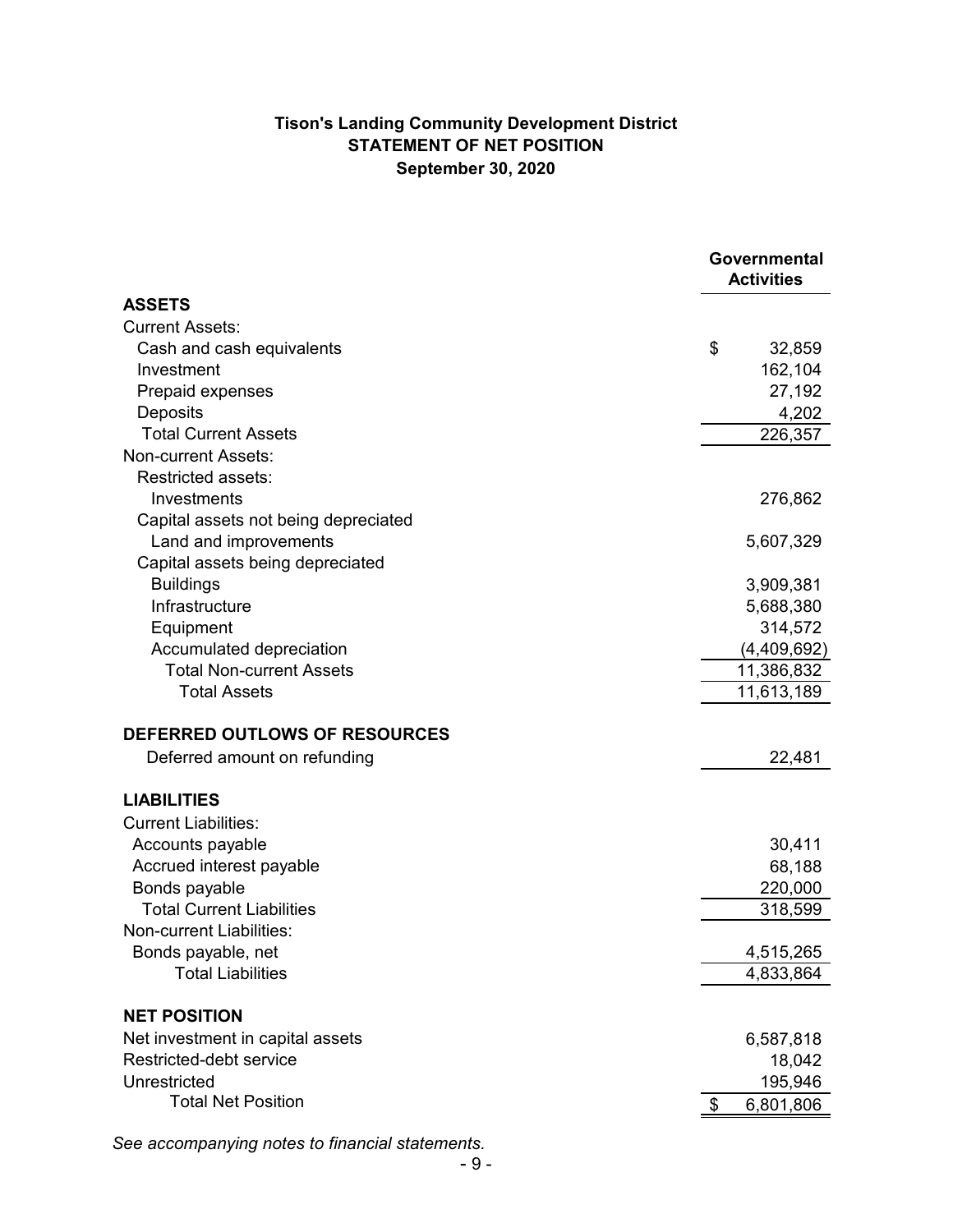# Tison's Landing Community Development District
## STATEMENT OF NET POSITION
### September 30, 2020

| | Governmental Activities |
|---|---|
| **ASSETS** | |
| Current Assets: | |
| Cash and cash equivalents | $ 32,859 |
| Investment | 162,104 |
| Prepaid expenses | 27,192 |
| Deposits | 4,202 |
| Total Current Assets | 226,357 |
| Non-current Assets: | |
| Restricted assets: | |
| Investments | 276,862 |
| Capital assets not being depreciated | |
| Land and improvements | 5,607,329 |
| Capital assets being depreciated | |
| Buildings | 3,909,381 |
| Infrastructure | 5,688,380 |
| Equipment | 314,572 |
| Accumulated depreciation | (4,409,692) |
| Total Non-current Assets | 11,386,832 |
| Total Assets | 11,613,189 |
| **DEFERRED OUTLOWS OF RESOURCES** | |
| Deferred amount on refunding | 22,481 |
| **LIABILITIES** | |
| Current Liabilities: | |
| Accounts payable | 30,411 |
| Accrued interest payable | 68,188 |
| Bonds payable | 220,000 |
| Total Current Liabilities | 318,599 |
| Non-current Liabilities: | |
| Bonds payable, net | 4,515,265 |
| Total Liabilities | 4,833,864 |
| **NET POSITION** | |
| Net investment in capital assets | 6,587,818 |
| Restricted-debt service | 18,042 |
| Unrestricted | 195,946 |
| Total Net Position | $ 6,801,806 |

*See accompanying notes to financial statements.*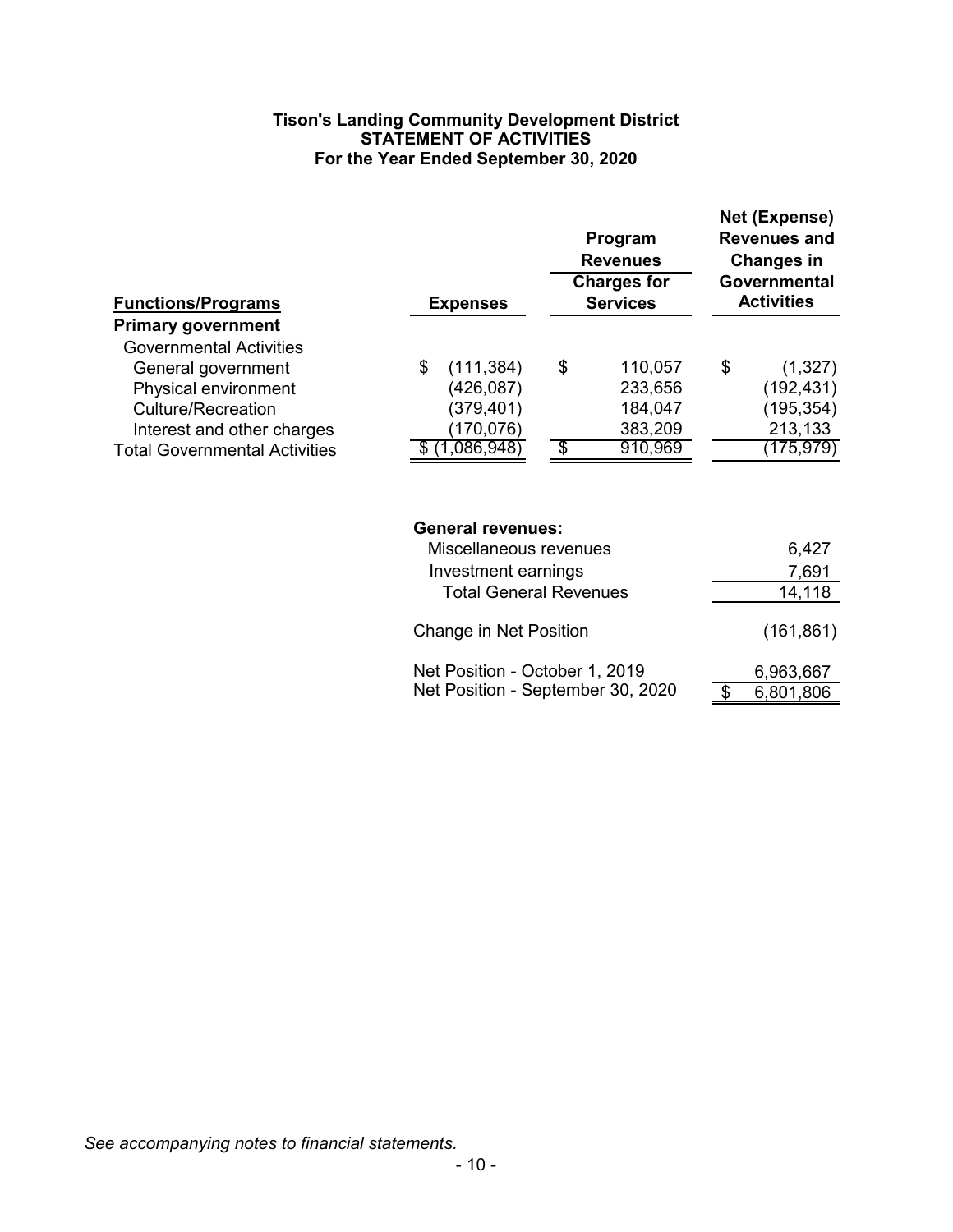**Tison's Landing Community Development District**
**STATEMENT OF ACTIVITIES**
**For the Year Ended September 30, 2020**

| Functions/Programs | Expenses | Program Revenues Charges for Services | Net (Expense) Revenues and Changes in Governmental Activities |
|---|---|---|---|
| **Primary government** | | | |
| Governmental Activities | | | |
| General government | $ (111,384) | $ 110,057 | $ (1,327) |
| Physical environment | (426,087) | 233,656 | (192,431) |
| Culture/Recreation | (379,401) | 184,047 | (195,354) |
| Interest and other charges | (170,076) | 383,209 | 213,133 |
| Total Governmental Activities | $ (1,086,948) | $ 910,969 | (175,979) |
| | | | |
| | **General revenues:** | | |
| | Miscellaneous revenues | | 6,427 |
| | Investment earnings | | 7,691 |
| | Total General Revenues | | 14,118 |
| | Change in Net Position | | (161,861) |
| | Net Position - October 1, 2019 | | 6,963,667 |
| | Net Position - September 30, 2020 | | $ 6,801,806 |

*See accompanying notes to financial statements.*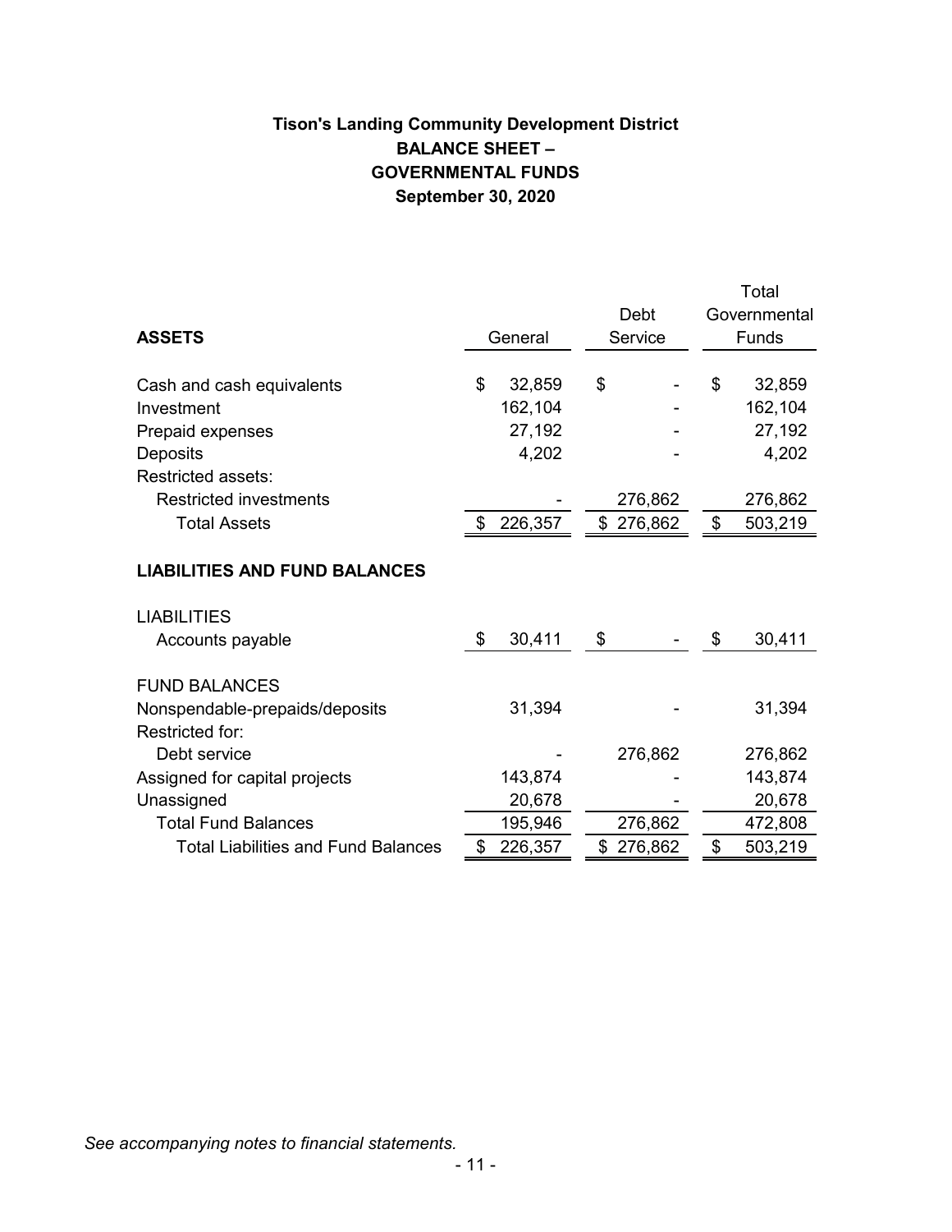# Tison's Landing Community Development District
## BALANCE SHEET –
## GOVERNMENTAL FUNDS
## September 30, 2020

| ASSETS | General | Debt Service | Total Governmental Funds |
|---|---|---|---|
| Cash and cash equivalents | $ 32,859 | $ - | $ 32,859 |
| Investment | 162,104 | - | 162,104 |
| Prepaid expenses | 27,192 | - | 27,192 |
| Deposits | 4,202 | - | 4,202 |
| Restricted assets: | | | |
| Restricted investments | - | 276,862 | 276,862 |
| Total Assets | $ 226,357 | $ 276,862 | $ 503,219 |
| **LIABILITIES AND FUND BALANCES** | | | |
| LIABILITIES | | | |
| Accounts payable | $ 30,411 | $ - | $ 30,411 |
| FUND BALANCES | | | |
| Nonspendable-prepaids/deposits | 31,394 | - | 31,394 |
| Restricted for: | | | |
| Debt service | - | 276,862 | 276,862 |
| Assigned for capital projects | 143,874 | - | 143,874 |
| Unassigned | 20,678 | - | 20,678 |
| Total Fund Balances | 195,946 | 276,862 | 472,808 |
| Total Liabilities and Fund Balances | $ 226,357 | $ 276,862 | $ 503,219 |

*See accompanying notes to financial statements.*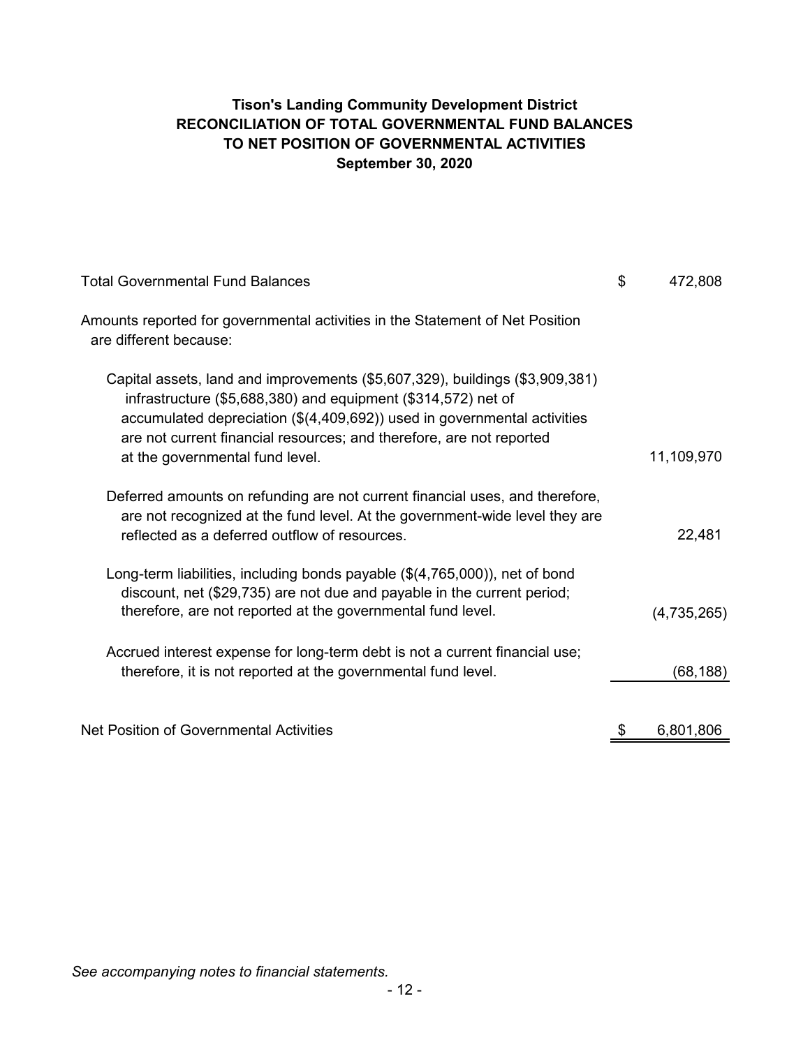# Tison's Landing Community Development District
# RECONCILIATION OF TOTAL GOVERNMENTAL FUND BALANCES TO NET POSITION OF GOVERNMENTAL ACTIVITIES
## September 30, 2020

| | | |
|---|---|---|
| Total Governmental Fund Balances | $ | 472,808 |
| Amounts reported for governmental activities in the Statement of Net Position are different because: | | |
| Capital assets, land and improvements ($5,607,329), buildings ($3,909,381) infrastructure ($5,688,380) and equipment ($314,572) net of accumulated depreciation ($(4,409,692)) used in governmental activities are not current financial resources; and therefore, are not reported at the governmental fund level. | | 11,109,970 |
| Deferred amounts on refunding are not current financial uses, and therefore, are not recognized at the fund level. At the government-wide level they are reflected as a deferred outflow of resources. | | 22,481 |
| Long-term liabilities, including bonds payable ($(4,765,000)), net of bond discount, net ($29,735) are not due and payable in the current period; therefore, are not reported at the governmental fund level. | | (4,735,265) |
| Accrued interest expense for long-term debt is not a current financial use; therefore, it is not reported at the governmental fund level. | | (68,188) |
| Net Position of Governmental Activities | $ | 6,801,806 |

*See accompanying notes to financial statements.*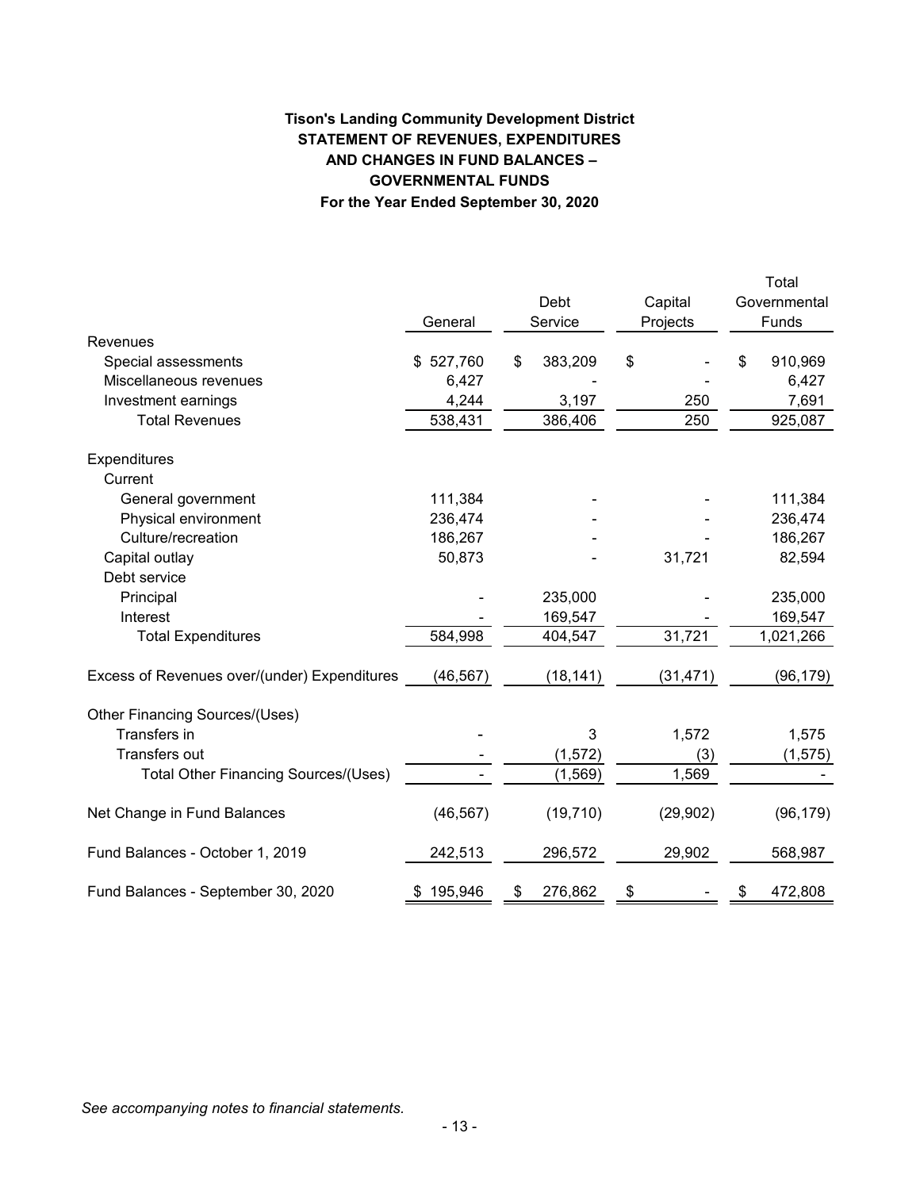**Tison's Landing Community Development District**
**STATEMENT OF REVENUES, EXPENDITURES AND CHANGES IN FUND BALANCES – GOVERNMENTAL FUNDS**
**For the Year Ended September 30, 2020**

| | General | Debt Service | Capital Projects | Total Governmental Funds |
|---|---|---|---|---|
| **Revenues** | | | | |
| Special assessments | $ 527,760 | $ 383,209 | $ - | $ 910,969 |
| Miscellaneous revenues | 6,427 | - | - | 6,427 |
| Investment earnings | 4,244 | 3,197 | 250 | 7,691 |
| Total Revenues | 538,431 | 386,406 | 250 | 925,087 |
| **Expenditures** | | | | |
| Current | | | | |
| General government | 111,384 | - | - | 111,384 |
| Physical environment | 236,474 | - | - | 236,474 |
| Culture/recreation | 186,267 | - | - | 186,267 |
| Capital outlay | 50,873 | - | 31,721 | 82,594 |
| Debt service | | | | |
| Principal | - | 235,000 | - | 235,000 |
| Interest | - | 169,547 | - | 169,547 |
| Total Expenditures | 584,998 | 404,547 | 31,721 | 1,021,266 |
| Excess of Revenues over/(under) Expenditures | (46,567) | (18,141) | (31,471) | (96,179) |
| **Other Financing Sources/(Uses)** | | | | |
| Transfers in | - | 3 | 1,572 | 1,575 |
| Transfers out | - | (1,572) | (3) | (1,575) |
| Total Other Financing Sources/(Uses) | - | (1,569) | 1,569 | - |
| Net Change in Fund Balances | (46,567) | (19,710) | (29,902) | (96,179) |
| Fund Balances - October 1, 2019 | 242,513 | 296,572 | 29,902 | 568,987 |
| Fund Balances - September 30, 2020 | $ 195,946 | $ 276,862 | $ - | $ 472,808 |

*See accompanying notes to financial statements.*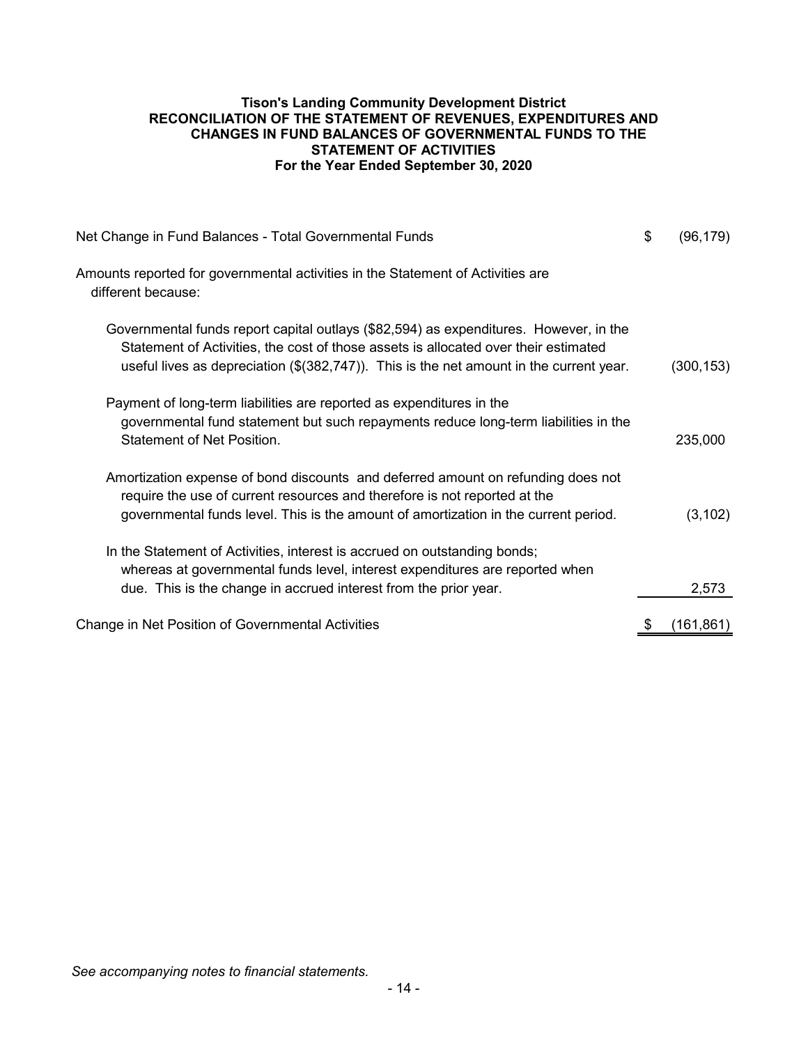**Tison's Landing Community Development District**
**RECONCILIATION OF THE STATEMENT OF REVENUES, EXPENDITURES AND CHANGES IN FUND BALANCES OF GOVERNMENTAL FUNDS TO THE STATEMENT OF ACTIVITIES**
**For the Year Ended September 30, 2020**

| | | |
|---|---|---|
| Net Change in Fund Balances - Total Governmental Funds | $ | (96,179) |
| Amounts reported for governmental activities in the Statement of Activities are different because: | | |
| Governmental funds report capital outlays ($82,594) as expenditures. However, in the Statement of Activities, the cost of those assets is allocated over their estimated useful lives as depreciation ($(382,747)). This is the net amount in the current year. | | (300,153) |
| Payment of long-term liabilities are reported as expenditures in the governmental fund statement but such repayments reduce long-term liabilities in the Statement of Net Position. | | 235,000 |
| Amortization expense of bond discounts and deferred amount on refunding does not require the use of current resources and therefore is not reported at the governmental funds level. This is the amount of amortization in the current period. | | (3,102) |
| In the Statement of Activities, interest is accrued on outstanding bonds; whereas at governmental funds level, interest expenditures are reported when due. This is the change in accrued interest from the prior year. | | 2,573 |
| Change in Net Position of Governmental Activities | $ | (161,861) |

*See accompanying notes to financial statements.*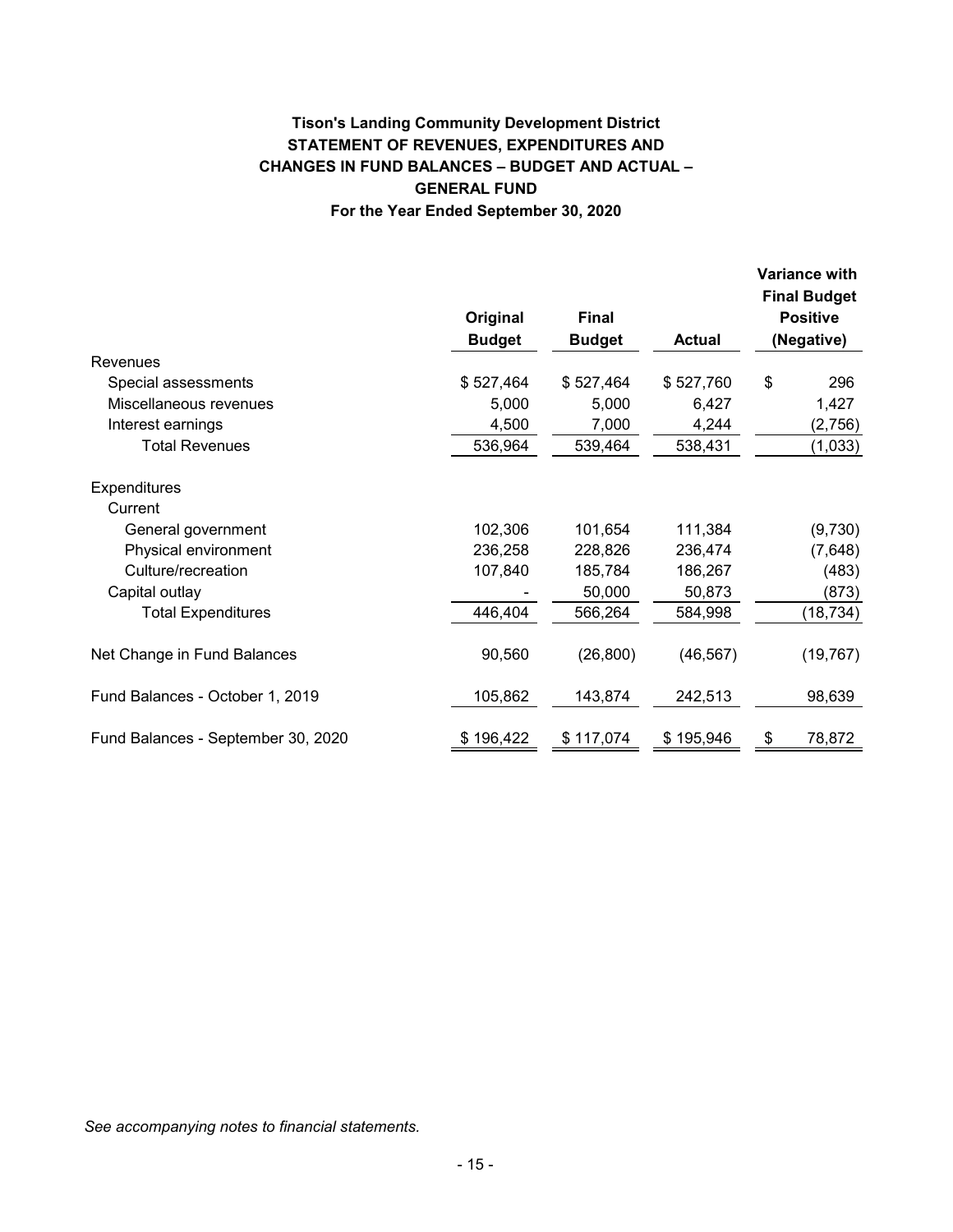**Tison's Landing Community Development District**
**STATEMENT OF REVENUES, EXPENDITURES AND CHANGES IN FUND BALANCES – BUDGET AND ACTUAL – GENERAL FUND**
**For the Year Ended September 30, 2020**

| | Original Budget | Final Budget | Actual | Variance with Final Budget Positive (Negative) |
|---|---|---|---|---|
| Revenues | | | | |
| Special assessments | $ 527,464 | $ 527,464 | $ 527,760 | $ 296 |
| Miscellaneous revenues | 5,000 | 5,000 | 6,427 | 1,427 |
| Interest earnings | 4,500 | 7,000 | 4,244 | (2,756) |
| Total Revenues | 536,964 | 539,464 | 538,431 | (1,033) |
| Expenditures | | | | |
| Current | | | | |
| General government | 102,306 | 101,654 | 111,384 | (9,730) |
| Physical environment | 236,258 | 228,826 | 236,474 | (7,648) |
| Culture/recreation | 107,840 | 185,784 | 186,267 | (483) |
| Capital outlay | - | 50,000 | 50,873 | (873) |
| Total Expenditures | 446,404 | 566,264 | 584,998 | (18,734) |
| Net Change in Fund Balances | 90,560 | (26,800) | (46,567) | (19,767) |
| Fund Balances - October 1, 2019 | 105,862 | 143,874 | 242,513 | 98,639 |
| Fund Balances - September 30, 2020 | $ 196,422 | $ 117,074 | $ 195,946 | $ 78,872 |

*See accompanying notes to financial statements.*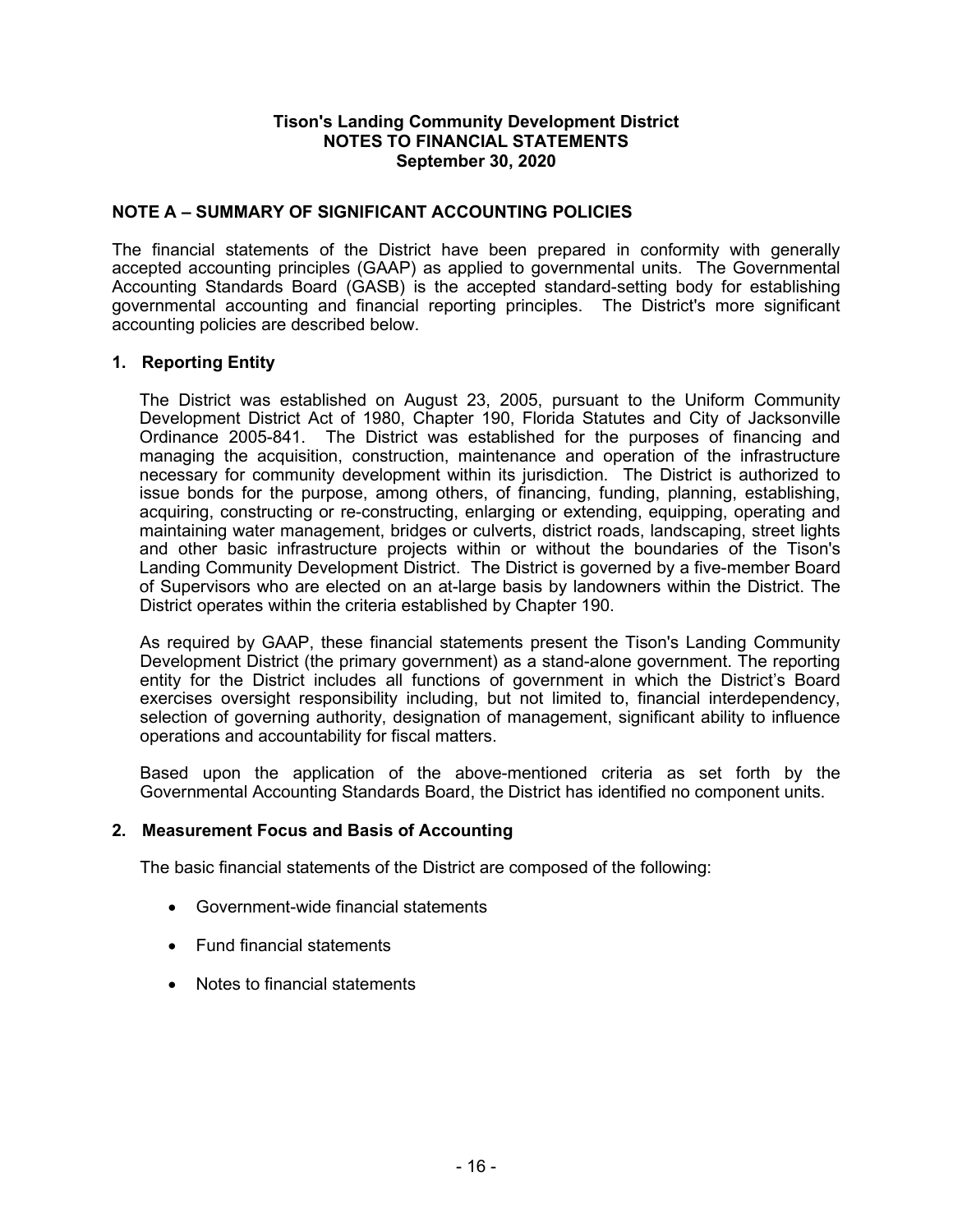**Tison's Landing Community Development District**
**NOTES TO FINANCIAL STATEMENTS**
**September 30, 2020**

## NOTE A – SUMMARY OF SIGNIFICANT ACCOUNTING POLICIES

The financial statements of the District have been prepared in conformity with generally accepted accounting principles (GAAP) as applied to governmental units. The Governmental Accounting Standards Board (GASB) is the accepted standard-setting body for establishing governmental accounting and financial reporting principles. The District's more significant accounting policies are described below.

### 1. Reporting Entity

The District was established on August 23, 2005, pursuant to the Uniform Community Development District Act of 1980, Chapter 190, Florida Statutes and City of Jacksonville Ordinance 2005-841. The District was established for the purposes of financing and managing the acquisition, construction, maintenance and operation of the infrastructure necessary for community development within its jurisdiction. The District is authorized to issue bonds for the purpose, among others, of financing, funding, planning, establishing, acquiring, constructing or re-constructing, enlarging or extending, equipping, operating and maintaining water management, bridges or culverts, district roads, landscaping, street lights and other basic infrastructure projects within or without the boundaries of the Tison's Landing Community Development District. The District is governed by a five-member Board of Supervisors who are elected on an at-large basis by landowners within the District. The District operates within the criteria established by Chapter 190.

As required by GAAP, these financial statements present the Tison's Landing Community Development District (the primary government) as a stand-alone government. The reporting entity for the District includes all functions of government in which the District's Board exercises oversight responsibility including, but not limited to, financial interdependency, selection of governing authority, designation of management, significant ability to influence operations and accountability for fiscal matters.

Based upon the application of the above-mentioned criteria as set forth by the Governmental Accounting Standards Board, the District has identified no component units.

### 2. Measurement Focus and Basis of Accounting

The basic financial statements of the District are composed of the following:

- Government-wide financial statements
- Fund financial statements
- Notes to financial statements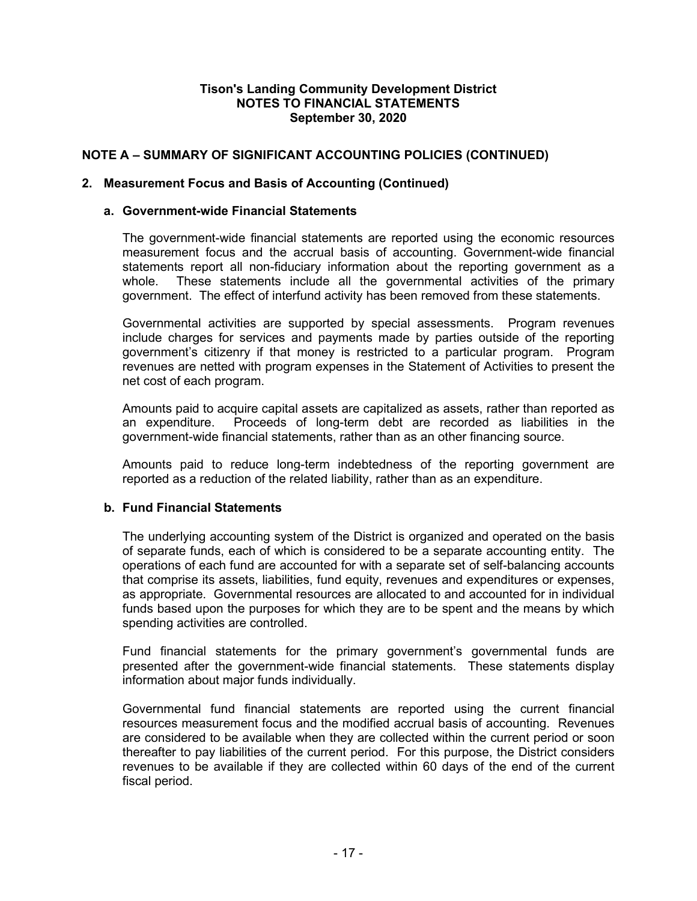# Tison's Landing Community Development District
## NOTES TO FINANCIAL STATEMENTS
### September 30, 2020

## NOTE A – SUMMARY OF SIGNIFICANT ACCOUNTING POLICIES (CONTINUED)

### 2. Measurement Focus and Basis of Accounting (Continued)

#### a. Government-wide Financial Statements

The government-wide financial statements are reported using the economic resources measurement focus and the accrual basis of accounting. Government-wide financial statements report all non-fiduciary information about the reporting government as a whole. These statements include all the governmental activities of the primary government. The effect of interfund activity has been removed from these statements.

Governmental activities are supported by special assessments. Program revenues include charges for services and payments made by parties outside of the reporting government's citizenry if that money is restricted to a particular program. Program revenues are netted with program expenses in the Statement of Activities to present the net cost of each program.

Amounts paid to acquire capital assets are capitalized as assets, rather than reported as an expenditure. Proceeds of long-term debt are recorded as liabilities in the government-wide financial statements, rather than as an other financing source.

Amounts paid to reduce long-term indebtedness of the reporting government are reported as a reduction of the related liability, rather than as an expenditure.

#### b. Fund Financial Statements

The underlying accounting system of the District is organized and operated on the basis of separate funds, each of which is considered to be a separate accounting entity. The operations of each fund are accounted for with a separate set of self-balancing accounts that comprise its assets, liabilities, fund equity, revenues and expenditures or expenses, as appropriate. Governmental resources are allocated to and accounted for in individual funds based upon the purposes for which they are to be spent and the means by which spending activities are controlled.

Fund financial statements for the primary government's governmental funds are presented after the government-wide financial statements. These statements display information about major funds individually.

Governmental fund financial statements are reported using the current financial resources measurement focus and the modified accrual basis of accounting. Revenues are considered to be available when they are collected within the current period or soon thereafter to pay liabilities of the current period. For this purpose, the District considers revenues to be available if they are collected within 60 days of the end of the current fiscal period.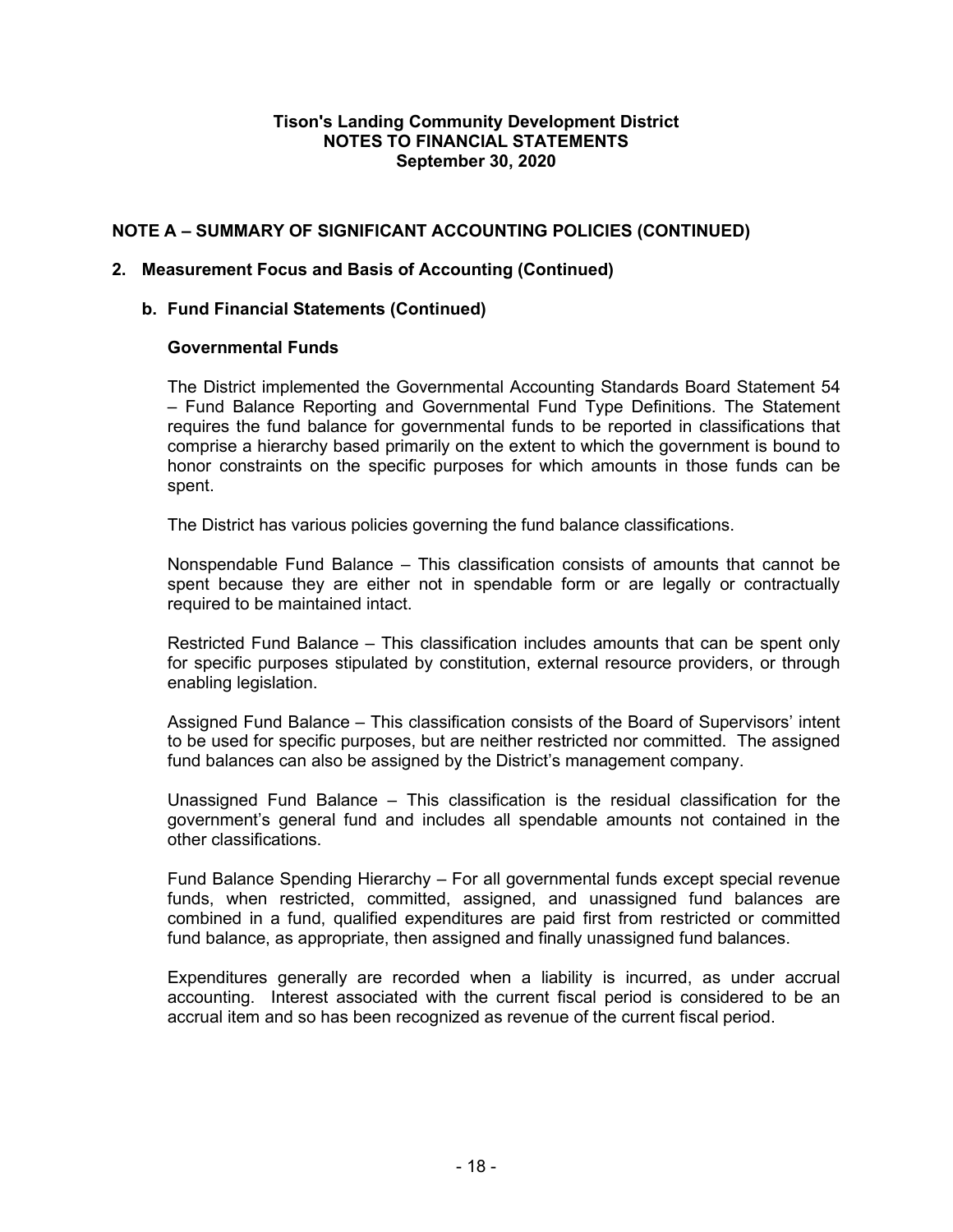**Tison's Landing Community Development District**
**NOTES TO FINANCIAL STATEMENTS**
**September 30, 2020**

## NOTE A – SUMMARY OF SIGNIFICANT ACCOUNTING POLICIES (CONTINUED)

### 2. Measurement Focus and Basis of Accounting (Continued)

#### b. Fund Financial Statements (Continued)

**Governmental Funds**

The District implemented the Governmental Accounting Standards Board Statement 54 – Fund Balance Reporting and Governmental Fund Type Definitions. The Statement requires the fund balance for governmental funds to be reported in classifications that comprise a hierarchy based primarily on the extent to which the government is bound to honor constraints on the specific purposes for which amounts in those funds can be spent.

The District has various policies governing the fund balance classifications.

Nonspendable Fund Balance – This classification consists of amounts that cannot be spent because they are either not in spendable form or are legally or contractually required to be maintained intact.

Restricted Fund Balance – This classification includes amounts that can be spent only for specific purposes stipulated by constitution, external resource providers, or through enabling legislation.

Assigned Fund Balance – This classification consists of the Board of Supervisors' intent to be used for specific purposes, but are neither restricted nor committed. The assigned fund balances can also be assigned by the District's management company.

Unassigned Fund Balance – This classification is the residual classification for the government's general fund and includes all spendable amounts not contained in the other classifications.

Fund Balance Spending Hierarchy – For all governmental funds except special revenue funds, when restricted, committed, assigned, and unassigned fund balances are combined in a fund, qualified expenditures are paid first from restricted or committed fund balance, as appropriate, then assigned and finally unassigned fund balances.

Expenditures generally are recorded when a liability is incurred, as under accrual accounting. Interest associated with the current fiscal period is considered to be an accrual item and so has been recognized as revenue of the current fiscal period.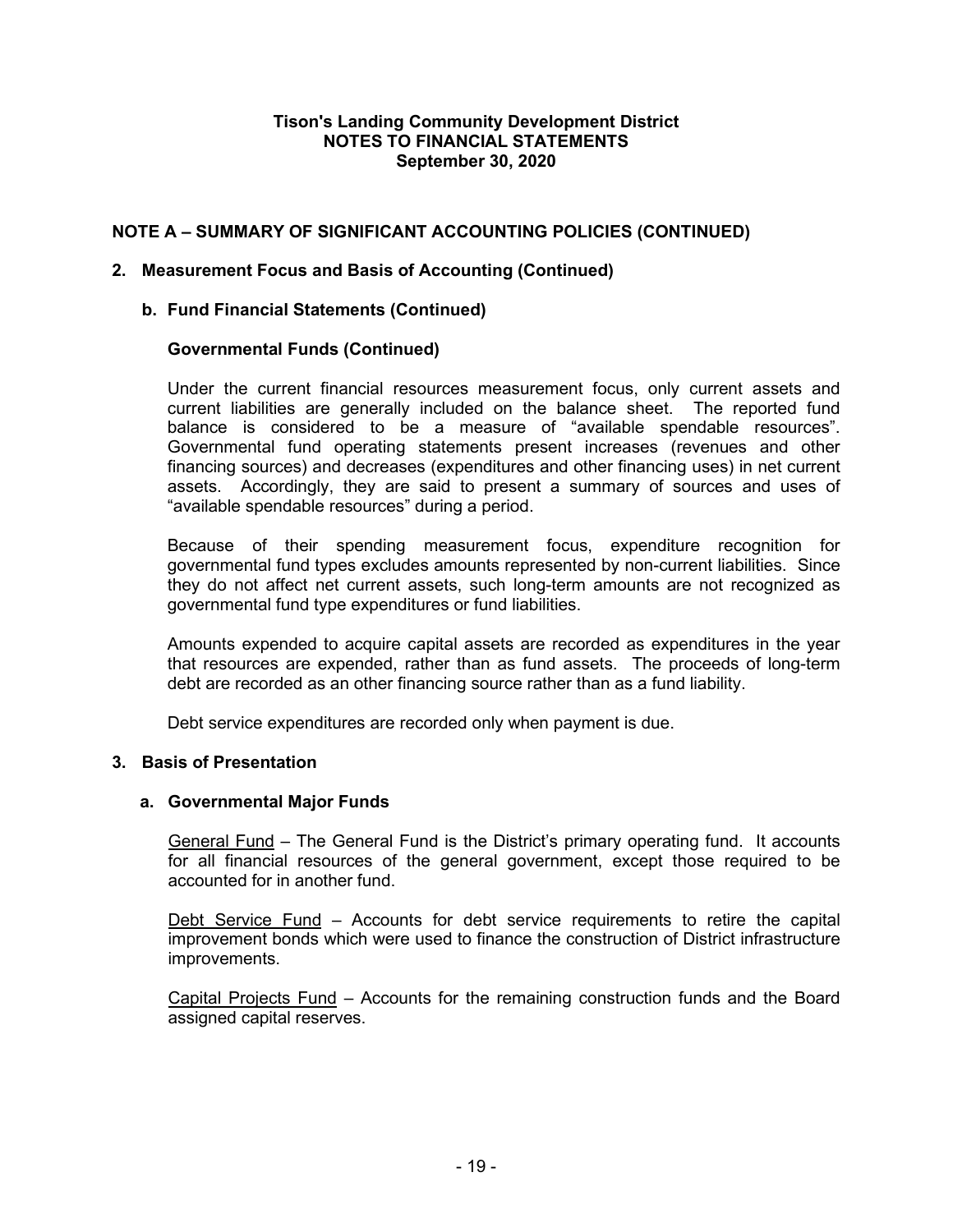# Tison's Landing Community Development District
## NOTES TO FINANCIAL STATEMENTS
## September 30, 2020

## NOTE A – SUMMARY OF SIGNIFICANT ACCOUNTING POLICIES (CONTINUED)

### 2. Measurement Focus and Basis of Accounting (Continued)

#### b. Fund Financial Statements (Continued)

**Governmental Funds (Continued)**

Under the current financial resources measurement focus, only current assets and current liabilities are generally included on the balance sheet. The reported fund balance is considered to be a measure of "available spendable resources". Governmental fund operating statements present increases (revenues and other financing sources) and decreases (expenditures and other financing uses) in net current assets. Accordingly, they are said to present a summary of sources and uses of "available spendable resources" during a period.

Because of their spending measurement focus, expenditure recognition for governmental fund types excludes amounts represented by non-current liabilities. Since they do not affect net current assets, such long-term amounts are not recognized as governmental fund type expenditures or fund liabilities.

Amounts expended to acquire capital assets are recorded as expenditures in the year that resources are expended, rather than as fund assets. The proceeds of long-term debt are recorded as an other financing source rather than as a fund liability.

Debt service expenditures are recorded only when payment is due.

### 3. Basis of Presentation

#### a. Governmental Major Funds

General Fund – The General Fund is the District's primary operating fund. It accounts for all financial resources of the general government, except those required to be accounted for in another fund.

Debt Service Fund – Accounts for debt service requirements to retire the capital improvement bonds which were used to finance the construction of District infrastructure improvements.

Capital Projects Fund – Accounts for the remaining construction funds and the Board assigned capital reserves.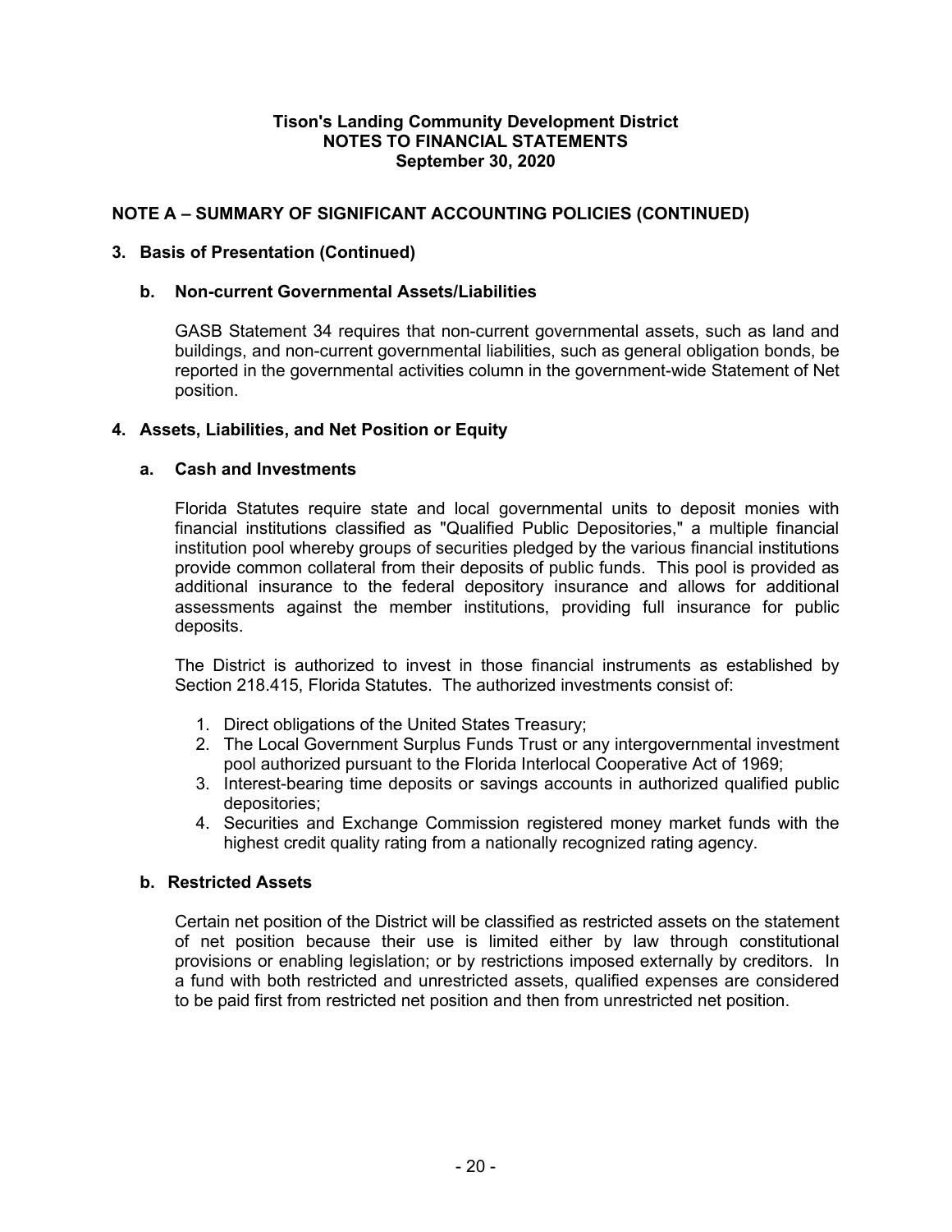# Tison's Landing Community Development District
## NOTES TO FINANCIAL STATEMENTS
## September 30, 2020

## NOTE A – SUMMARY OF SIGNIFICANT ACCOUNTING POLICIES (CONTINUED)

### 3. Basis of Presentation (Continued)

#### b. Non-current Governmental Assets/Liabilities

GASB Statement 34 requires that non-current governmental assets, such as land and buildings, and non-current governmental liabilities, such as general obligation bonds, be reported in the governmental activities column in the government-wide Statement of Net position.

### 4. Assets, Liabilities, and Net Position or Equity

#### a. Cash and Investments

Florida Statutes require state and local governmental units to deposit monies with financial institutions classified as "Qualified Public Depositories," a multiple financial institution pool whereby groups of securities pledged by the various financial institutions provide common collateral from their deposits of public funds. This pool is provided as additional insurance to the federal depository insurance and allows for additional assessments against the member institutions, providing full insurance for public deposits.

The District is authorized to invest in those financial instruments as established by Section 218.415, Florida Statutes. The authorized investments consist of:

1. Direct obligations of the United States Treasury;
2. The Local Government Surplus Funds Trust or any intergovernmental investment pool authorized pursuant to the Florida Interlocal Cooperative Act of 1969;
3. Interest-bearing time deposits or savings accounts in authorized qualified public depositories;
4. Securities and Exchange Commission registered money market funds with the highest credit quality rating from a nationally recognized rating agency.

#### b. Restricted Assets

Certain net position of the District will be classified as restricted assets on the statement of net position because their use is limited either by law through constitutional provisions or enabling legislation; or by restrictions imposed externally by creditors. In a fund with both restricted and unrestricted assets, qualified expenses are considered to be paid first from restricted net position and then from unrestricted net position.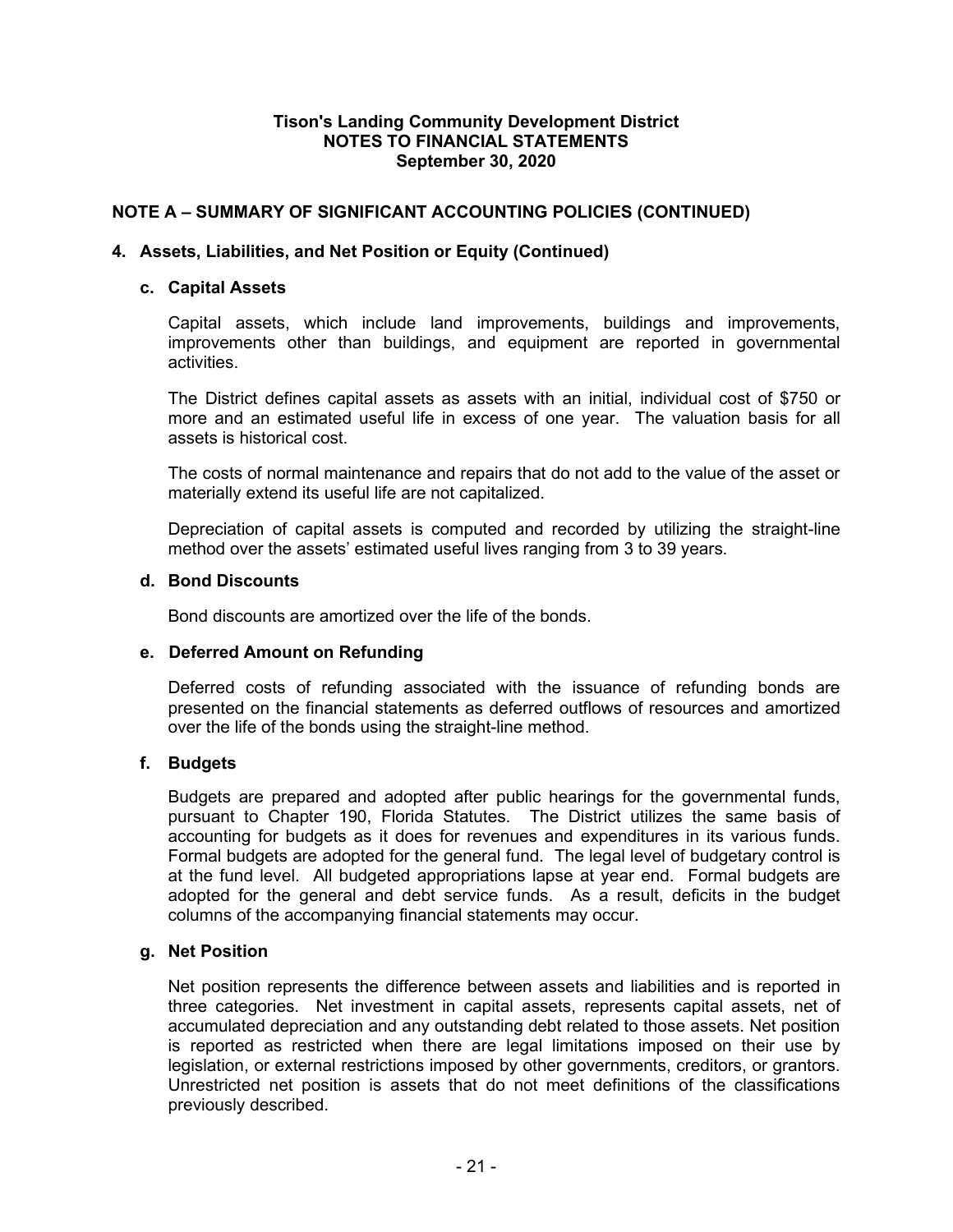**Tison's Landing Community Development District**
**NOTES TO FINANCIAL STATEMENTS**
**September 30, 2020**

## NOTE A – SUMMARY OF SIGNIFICANT ACCOUNTING POLICIES (CONTINUED)

### 4. Assets, Liabilities, and Net Position or Equity (Continued)

#### c. Capital Assets

Capital assets, which include land improvements, buildings and improvements, improvements other than buildings, and equipment are reported in governmental activities.

The District defines capital assets as assets with an initial, individual cost of $750 or more and an estimated useful life in excess of one year. The valuation basis for all assets is historical cost.

The costs of normal maintenance and repairs that do not add to the value of the asset or materially extend its useful life are not capitalized.

Depreciation of capital assets is computed and recorded by utilizing the straight-line method over the assets' estimated useful lives ranging from 3 to 39 years.

#### d. Bond Discounts

Bond discounts are amortized over the life of the bonds.

#### e. Deferred Amount on Refunding

Deferred costs of refunding associated with the issuance of refunding bonds are presented on the financial statements as deferred outflows of resources and amortized over the life of the bonds using the straight-line method.

#### f. Budgets

Budgets are prepared and adopted after public hearings for the governmental funds, pursuant to Chapter 190, Florida Statutes. The District utilizes the same basis of accounting for budgets as it does for revenues and expenditures in its various funds. Formal budgets are adopted for the general fund. The legal level of budgetary control is at the fund level. All budgeted appropriations lapse at year end. Formal budgets are adopted for the general and debt service funds. As a result, deficits in the budget columns of the accompanying financial statements may occur.

#### g. Net Position

Net position represents the difference between assets and liabilities and is reported in three categories. Net investment in capital assets, represents capital assets, net of accumulated depreciation and any outstanding debt related to those assets. Net position is reported as restricted when there are legal limitations imposed on their use by legislation, or external restrictions imposed by other governments, creditors, or grantors. Unrestricted net position is assets that do not meet definitions of the classifications previously described.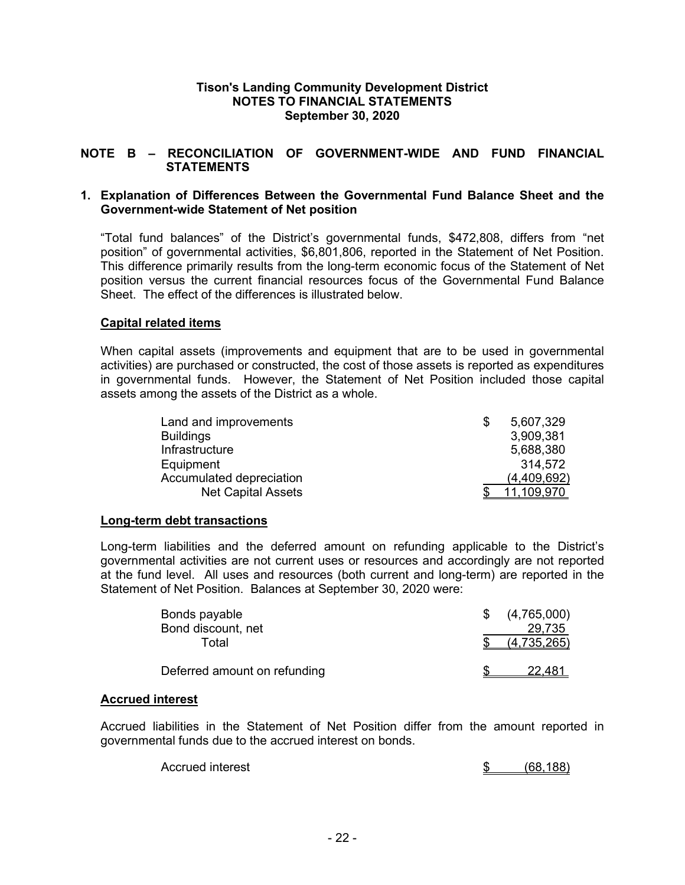**Tison's Landing Community Development District**
**NOTES TO FINANCIAL STATEMENTS**
**September 30, 2020**

## NOTE B – RECONCILIATION OF GOVERNMENT-WIDE AND FUND FINANCIAL STATEMENTS

### 1. Explanation of Differences Between the Governmental Fund Balance Sheet and the Government-wide Statement of Net position

"Total fund balances" of the District's governmental funds, $472,808, differs from "net position" of governmental activities, $6,801,806, reported in the Statement of Net Position. This difference primarily results from the long-term economic focus of the Statement of Net position versus the current financial resources focus of the Governmental Fund Balance Sheet. The effect of the differences is illustrated below.

**Capital related items**

When capital assets (improvements and equipment that are to be used in governmental activities) are purchased or constructed, the cost of those assets is reported as expenditures in governmental funds. However, the Statement of Net Position included those capital assets among the assets of the District as a whole.

| | |
|---|---|
| Land and improvements | $ 5,607,329 |
| Buildings | 3,909,381 |
| Infrastructure | 5,688,380 |
| Equipment | 314,572 |
| Accumulated depreciation | (4,409,692) |
| Net Capital Assets | $ 11,109,970 |

**Long-term debt transactions**

Long-term liabilities and the deferred amount on refunding applicable to the District's governmental activities are not current uses or resources and accordingly are not reported at the fund level. All uses and resources (both current and long-term) are reported in the Statement of Net Position. Balances at September 30, 2020 were:

| | |
|---|---|
| Bonds payable | $ (4,765,000) |
| Bond discount, net | 29,735 |
| Total | $ (4,735,265) |
| | |
| Deferred amount on refunding | $ 22,481 |

**Accrued interest**

Accrued liabilities in the Statement of Net Position differ from the amount reported in governmental funds due to the accrued interest on bonds.

| | |
|---|---|
| Accrued interest | $ (68,188) |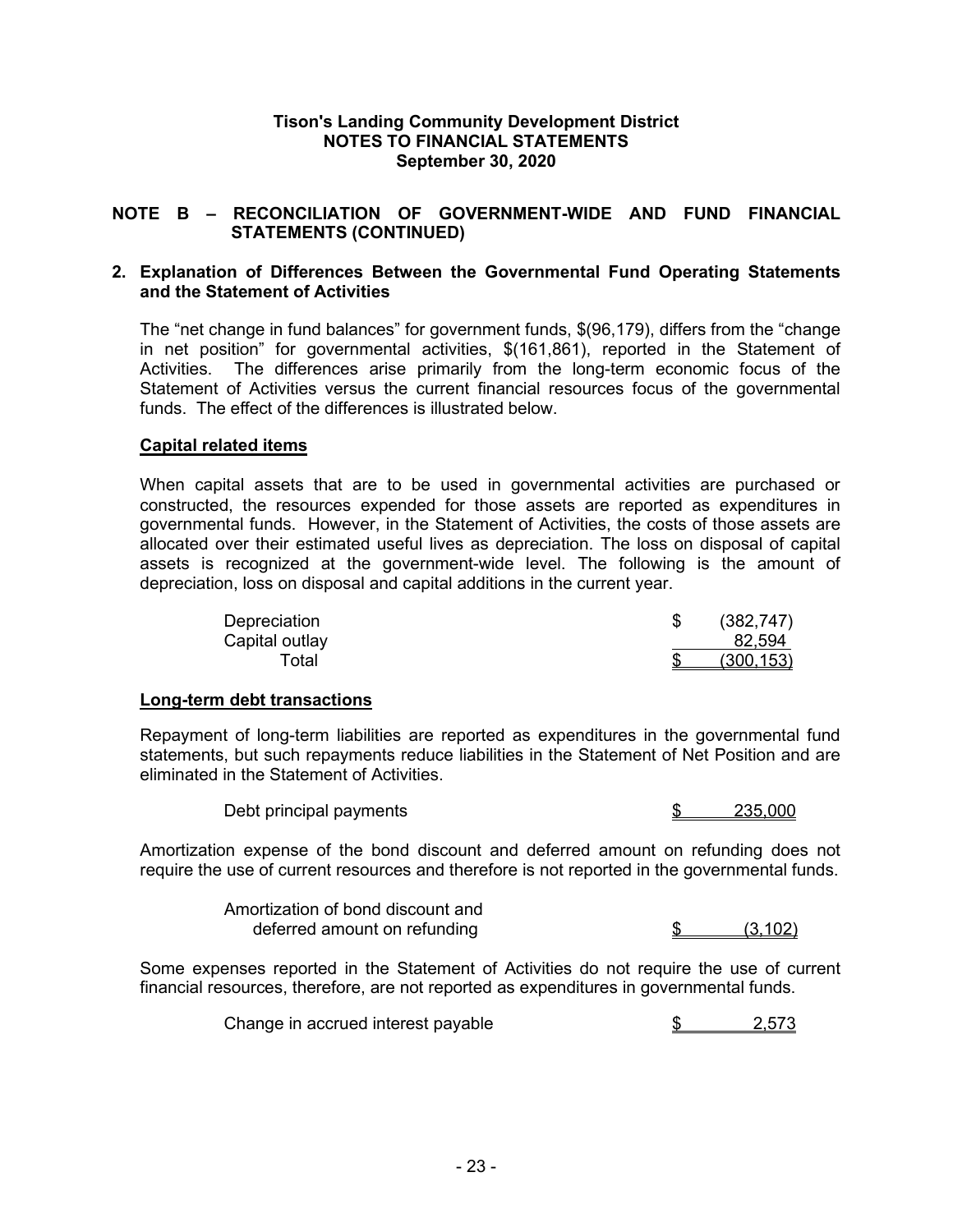**Tison's Landing Community Development District**
**NOTES TO FINANCIAL STATEMENTS**
**September 30, 2020**

## NOTE B – RECONCILIATION OF GOVERNMENT-WIDE AND FUND FINANCIAL STATEMENTS (CONTINUED)

### 2. Explanation of Differences Between the Governmental Fund Operating Statements and the Statement of Activities

The "net change in fund balances" for government funds, $(96,179), differs from the "change in net position" for governmental activities, $(161,861), reported in the Statement of Activities. The differences arise primarily from the long-term economic focus of the Statement of Activities versus the current financial resources focus of the governmental funds. The effect of the differences is illustrated below.

**Capital related items**

When capital assets that are to be used in governmental activities are purchased or constructed, the resources expended for those assets are reported as expenditures in governmental funds. However, in the Statement of Activities, the costs of those assets are allocated over their estimated useful lives as depreciation. The loss on disposal of capital assets is recognized at the government-wide level. The following is the amount of depreciation, loss on disposal and capital additions in the current year.

| | |
|---|---|
| Depreciation | $ (382,747) |
| Capital outlay | 82,594 |
| Total | $ (300,153) |

**Long-term debt transactions**

Repayment of long-term liabilities are reported as expenditures in the governmental fund statements, but such repayments reduce liabilities in the Statement of Net Position and are eliminated in the Statement of Activities.

| | |
|---|---|
| Debt principal payments | $ 235,000 |

Amortization expense of the bond discount and deferred amount on refunding does not require the use of current resources and therefore is not reported in the governmental funds.

| | |
|---|---|
| Amortization of bond discount and deferred amount on refunding | $ (3,102) |

Some expenses reported in the Statement of Activities do not require the use of current financial resources, therefore, are not reported as expenditures in governmental funds.

| | |
|---|---|
| Change in accrued interest payable | $ 2,573 |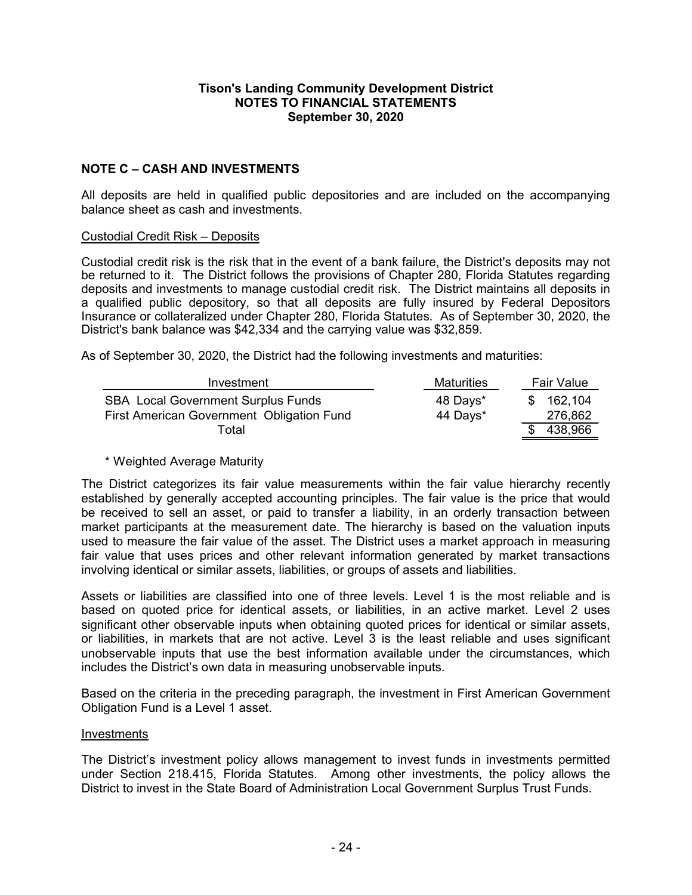**Tison's Landing Community Development District**
**NOTES TO FINANCIAL STATEMENTS**
**September 30, 2020**

## NOTE C – CASH AND INVESTMENTS

All deposits are held in qualified public depositories and are included on the accompanying balance sheet as cash and investments.

### Custodial Credit Risk – Deposits

Custodial credit risk is the risk that in the event of a bank failure, the District's deposits may not be returned to it. The District follows the provisions of Chapter 280, Florida Statutes regarding deposits and investments to manage custodial credit risk. The District maintains all deposits in a qualified public depository, so that all deposits are fully insured by Federal Depositors Insurance or collateralized under Chapter 280, Florida Statutes. As of September 30, 2020, the District's bank balance was $42,334 and the carrying value was $32,859.

As of September 30, 2020, the District had the following investments and maturities:

| Investment | Maturities | Fair Value |
|---|---|---|
| SBA Local Government Surplus Funds | 48 Days* | $ 162,104 |
| First American Government Obligation Fund | 44 Days* | 276,862 |
| Total | | $ 438,966 |

\* Weighted Average Maturity

The District categorizes its fair value measurements within the fair value hierarchy recently established by generally accepted accounting principles. The fair value is the price that would be received to sell an asset, or paid to transfer a liability, in an orderly transaction between market participants at the measurement date. The hierarchy is based on the valuation inputs used to measure the fair value of the asset. The District uses a market approach in measuring fair value that uses prices and other relevant information generated by market transactions involving identical or similar assets, liabilities, or groups of assets and liabilities.

Assets or liabilities are classified into one of three levels. Level 1 is the most reliable and is based on quoted price for identical assets, or liabilities, in an active market. Level 2 uses significant other observable inputs when obtaining quoted prices for identical or similar assets, or liabilities, in markets that are not active. Level 3 is the least reliable and uses significant unobservable inputs that use the best information available under the circumstances, which includes the District's own data in measuring unobservable inputs.

Based on the criteria in the preceding paragraph, the investment in First American Government Obligation Fund is a Level 1 asset.

### Investments

The District's investment policy allows management to invest funds in investments permitted under Section 218.415, Florida Statutes. Among other investments, the policy allows the District to invest in the State Board of Administration Local Government Surplus Trust Funds.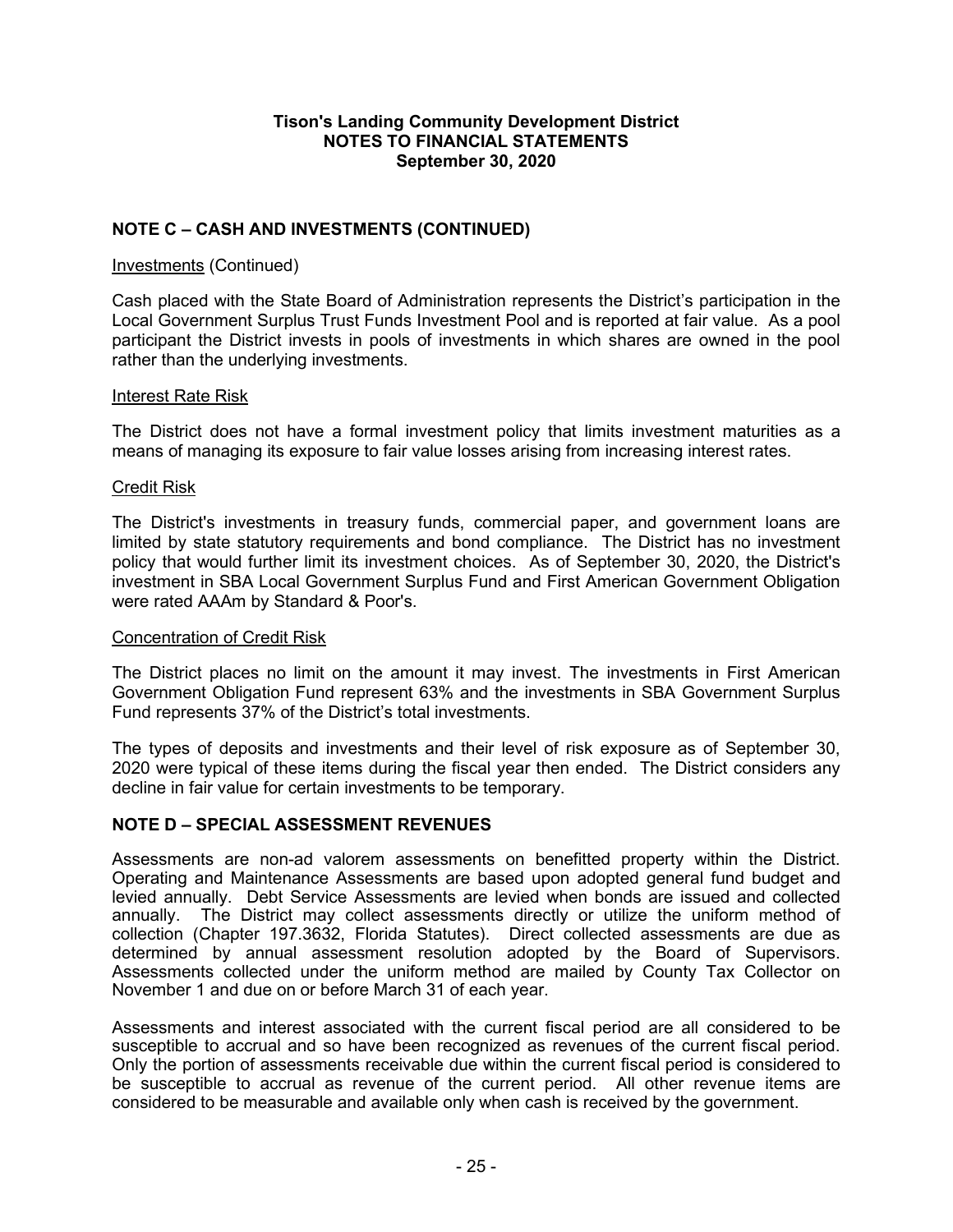**Tison's Landing Community Development District**
**NOTES TO FINANCIAL STATEMENTS**
**September 30, 2020**

## NOTE C – CASH AND INVESTMENTS (CONTINUED)

Investments (Continued)

Cash placed with the State Board of Administration represents the District's participation in the Local Government Surplus Trust Funds Investment Pool and is reported at fair value. As a pool participant the District invests in pools of investments in which shares are owned in the pool rather than the underlying investments.

Interest Rate Risk

The District does not have a formal investment policy that limits investment maturities as a means of managing its exposure to fair value losses arising from increasing interest rates.

Credit Risk

The District's investments in treasury funds, commercial paper, and government loans are limited by state statutory requirements and bond compliance. The District has no investment policy that would further limit its investment choices. As of September 30, 2020, the District's investment in SBA Local Government Surplus Fund and First American Government Obligation were rated AAAm by Standard & Poor's.

Concentration of Credit Risk

The District places no limit on the amount it may invest. The investments in First American Government Obligation Fund represent 63% and the investments in SBA Government Surplus Fund represents 37% of the District's total investments.

The types of deposits and investments and their level of risk exposure as of September 30, 2020 were typical of these items during the fiscal year then ended. The District considers any decline in fair value for certain investments to be temporary.

## NOTE D – SPECIAL ASSESSMENT REVENUES

Assessments are non-ad valorem assessments on benefitted property within the District. Operating and Maintenance Assessments are based upon adopted general fund budget and levied annually. Debt Service Assessments are levied when bonds are issued and collected annually. The District may collect assessments directly or utilize the uniform method of collection (Chapter 197.3632, Florida Statutes). Direct collected assessments are due as determined by annual assessment resolution adopted by the Board of Supervisors. Assessments collected under the uniform method are mailed by County Tax Collector on November 1 and due on or before March 31 of each year.

Assessments and interest associated with the current fiscal period are all considered to be susceptible to accrual and so have been recognized as revenues of the current fiscal period. Only the portion of assessments receivable due within the current fiscal period is considered to be susceptible to accrual as revenue of the current period. All other revenue items are considered to be measurable and available only when cash is received by the government.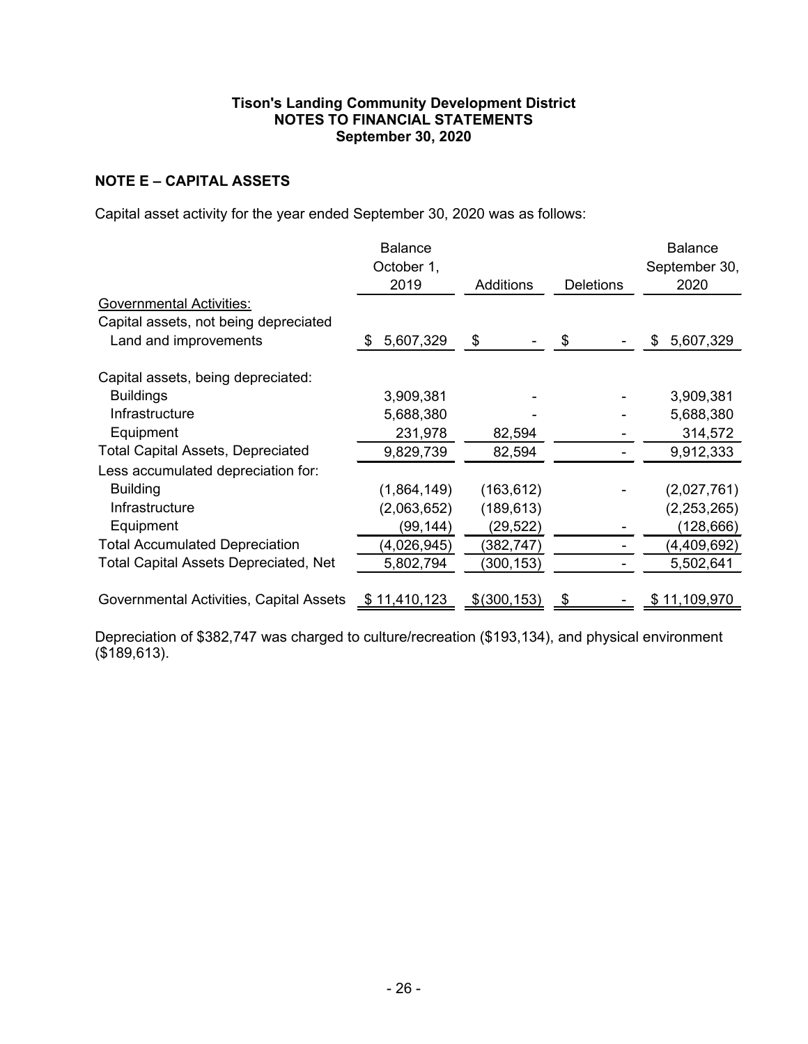**Tison's Landing Community Development District**
**NOTES TO FINANCIAL STATEMENTS**
**September 30, 2020**

## NOTE E – CAPITAL ASSETS

Capital asset activity for the year ended September 30, 2020 was as follows:

| | Balance October 1, 2019 | Additions | Deletions | Balance September 30, 2020 |
|---|---|---|---|---|
| Governmental Activities: | | | | |
| Capital assets, not being depreciated | | | | |
| Land and improvements | $ 5,607,329 | $ - | $ - | $ 5,607,329 |
| Capital assets, being depreciated: | | | | |
| Buildings | 3,909,381 | - | - | 3,909,381 |
| Infrastructure | 5,688,380 | - | - | 5,688,380 |
| Equipment | 231,978 | 82,594 | - | 314,572 |
| Total Capital Assets, Depreciated | 9,829,739 | 82,594 | - | 9,912,333 |
| Less accumulated depreciation for: | | | | |
| Building | (1,864,149) | (163,612) | - | (2,027,761) |
| Infrastructure | (2,063,652) | (189,613) | - | (2,253,265) |
| Equipment | (99,144) | (29,522) | - | (128,666) |
| Total Accumulated Depreciation | (4,026,945) | (382,747) | - | (4,409,692) |
| Total Capital Assets Depreciated, Net | 5,802,794 | (300,153) | - | 5,502,641 |
| Governmental Activities, Capital Assets | $ 11,410,123 | $(300,153) | $ - | $ 11,109,970 |

Depreciation of $382,747 was charged to culture/recreation ($193,134), and physical environment ($189,613).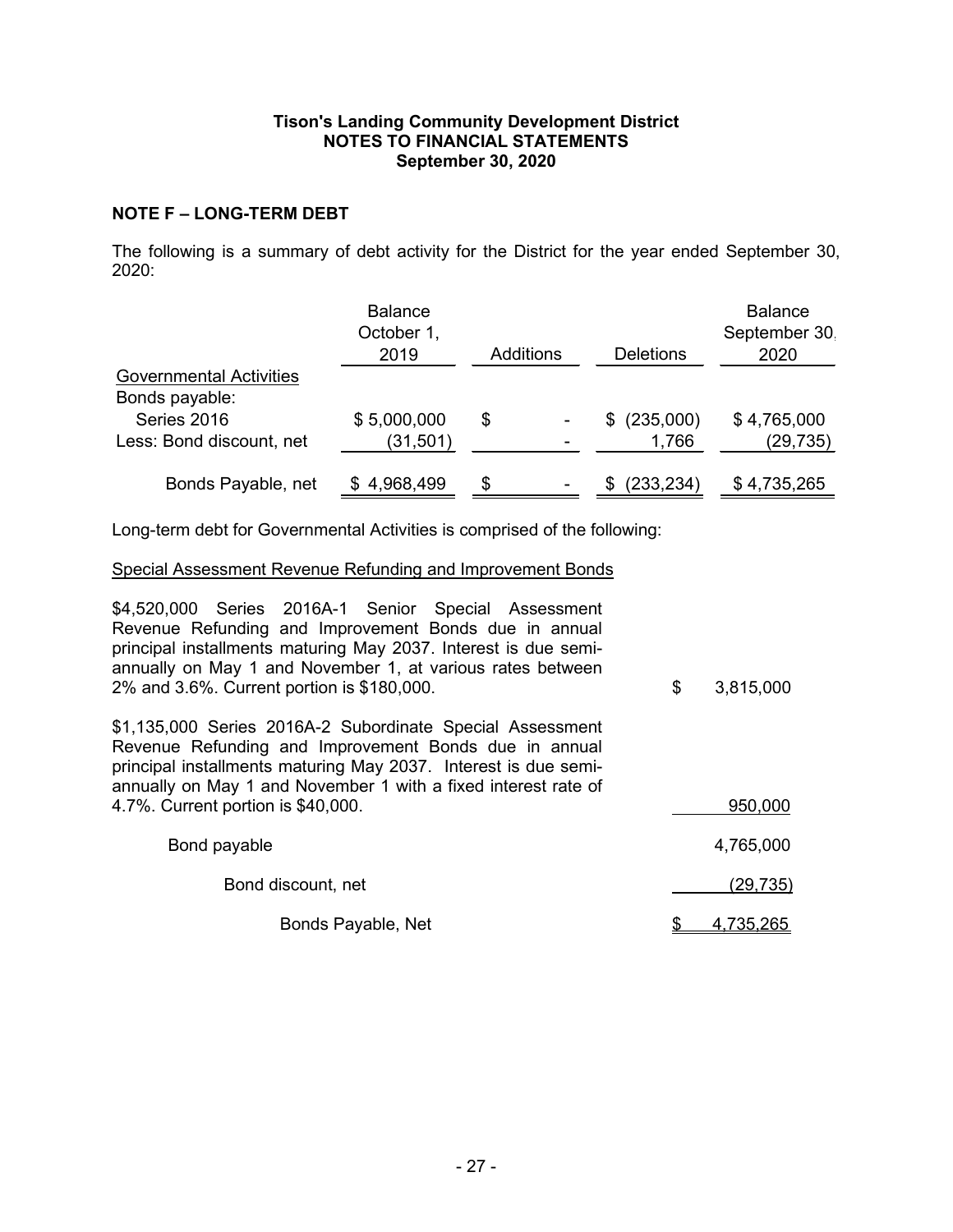**Tison's Landing Community Development District**
**NOTES TO FINANCIAL STATEMENTS**
**September 30, 2020**

## NOTE F – LONG-TERM DEBT

The following is a summary of debt activity for the District for the year ended September 30, 2020:

| | Balance October 1, 2019 | Additions | Deletions | Balance September 30, 2020 |
|---|---|---|---|---|
| Governmental Activities | | | | |
| Bonds payable: | | | | |
| Series 2016 | $ 5,000,000 | $ - | $ (235,000) | $ 4,765,000 |
| Less: Bond discount, net | (31,501) | - | 1,766 | (29,735) |
| Bonds Payable, net | $ 4,968,499 | $ - | $ (233,234) | $ 4,735,265 |

Long-term debt for Governmental Activities is comprised of the following:

Special Assessment Revenue Refunding and Improvement Bonds

| | |
|---|---|
| $4,520,000 Series 2016A-1 Senior Special Assessment Revenue Refunding and Improvement Bonds due in annual principal installments maturing May 2037. Interest is due semi-annually on May 1 and November 1, at various rates between 2% and 3.6%. Current portion is $180,000. | $ 3,815,000 |
| $1,135,000 Series 2016A-2 Subordinate Special Assessment Revenue Refunding and Improvement Bonds due in annual principal installments maturing May 2037. Interest is due semi-annually on May 1 and November 1 with a fixed interest rate of 4.7%. Current portion is $40,000. | 950,000 |
| Bond payable | 4,765,000 |
| Bond discount, net | (29,735) |
| Bonds Payable, Net | $ 4,735,265 |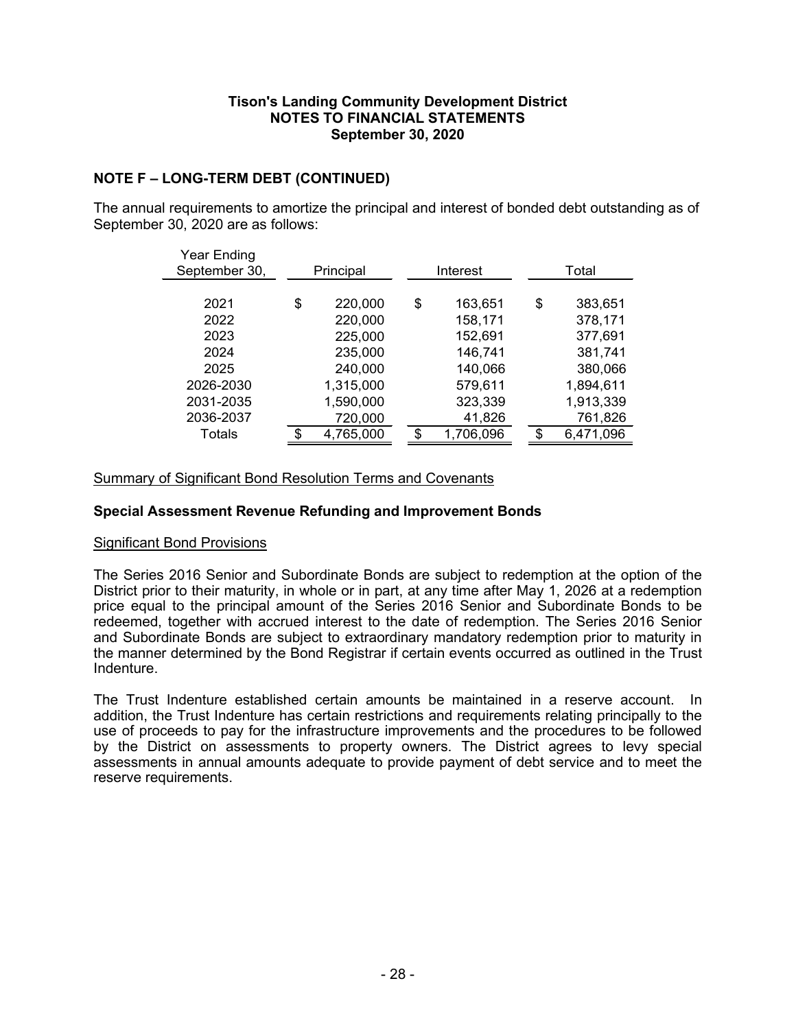**Tison's Landing Community Development District**
**NOTES TO FINANCIAL STATEMENTS**
**September 30, 2020**

## NOTE F – LONG-TERM DEBT (CONTINUED)

The annual requirements to amortize the principal and interest of bonded debt outstanding as of September 30, 2020 are as follows:

| Year Ending September 30, | Principal | Interest | Total |
|---|---|---|---|
| 2021 | $ 220,000 | $ 163,651 | $ 383,651 |
| 2022 | 220,000 | 158,171 | 378,171 |
| 2023 | 225,000 | 152,691 | 377,691 |
| 2024 | 235,000 | 146,741 | 381,741 |
| 2025 | 240,000 | 140,066 | 380,066 |
| 2026-2030 | 1,315,000 | 579,611 | 1,894,611 |
| 2031-2035 | 1,590,000 | 323,339 | 1,913,339 |
| 2036-2037 | 720,000 | 41,826 | 761,826 |
| Totals | $ 4,765,000 | $ 1,706,096 | $ 6,471,096 |

Summary of Significant Bond Resolution Terms and Covenants

### Special Assessment Revenue Refunding and Improvement Bonds

Significant Bond Provisions

The Series 2016 Senior and Subordinate Bonds are subject to redemption at the option of the District prior to their maturity, in whole or in part, at any time after May 1, 2026 at a redemption price equal to the principal amount of the Series 2016 Senior and Subordinate Bonds to be redeemed, together with accrued interest to the date of redemption. The Series 2016 Senior and Subordinate Bonds are subject to extraordinary mandatory redemption prior to maturity in the manner determined by the Bond Registrar if certain events occurred as outlined in the Trust Indenture.

The Trust Indenture established certain amounts be maintained in a reserve account. In addition, the Trust Indenture has certain restrictions and requirements relating principally to the use of proceeds to pay for the infrastructure improvements and the procedures to be followed by the District on assessments to property owners. The District agrees to levy special assessments in annual amounts adequate to provide payment of debt service and to meet the reserve requirements.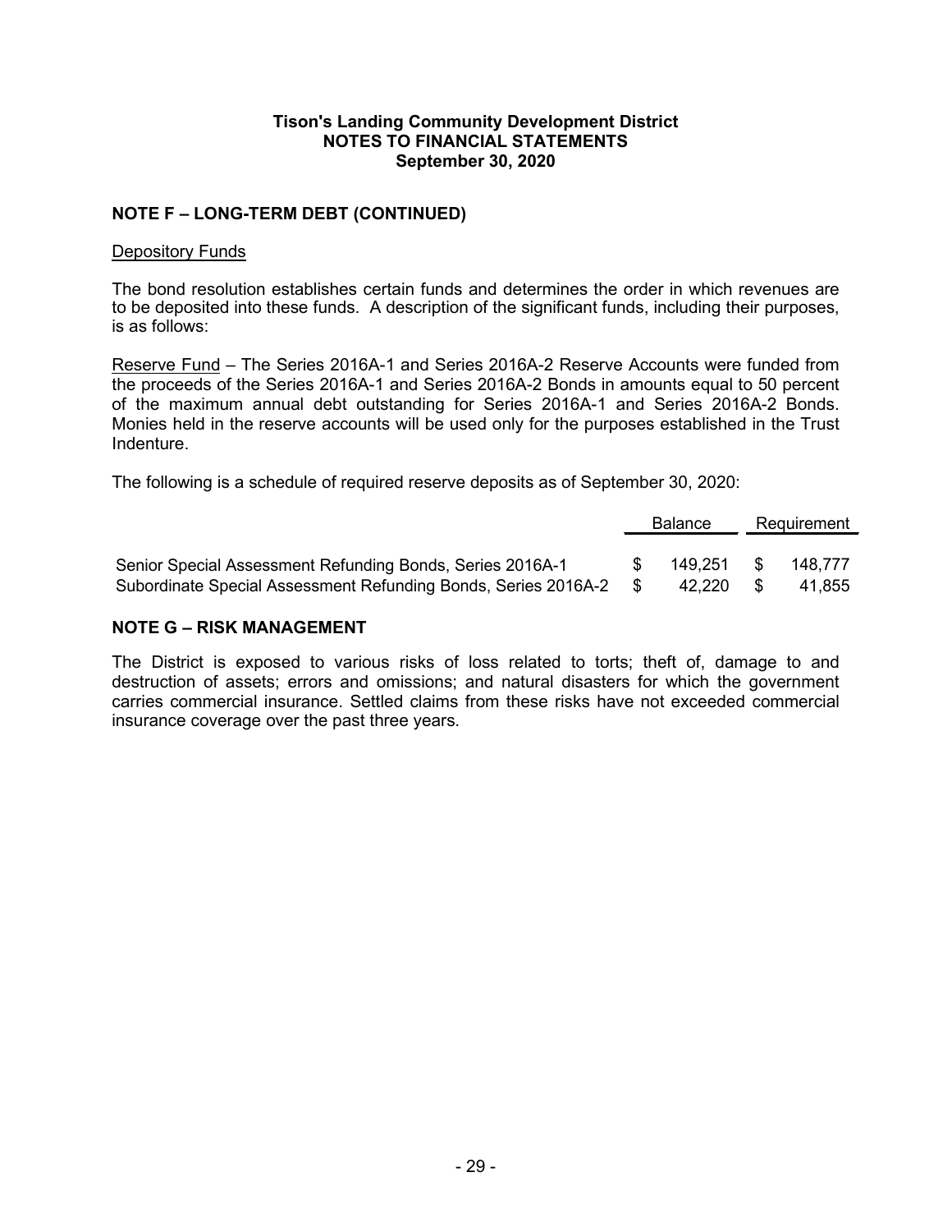## NOTE F – LONG-TERM DEBT (CONTINUED)

Depository Funds

The bond resolution establishes certain funds and determines the order in which revenues are to be deposited into these funds. A description of the significant funds, including their purposes, is as follows:

Reserve Fund – The Series 2016A-1 and Series 2016A-2 Reserve Accounts were funded from the proceeds of the Series 2016A-1 and Series 2016A-2 Bonds in amounts equal to 50 percent of the maximum annual debt outstanding for Series 2016A-1 and Series 2016A-2 Bonds. Monies held in the reserve accounts will be used only for the purposes established in the Trust Indenture.

The following is a schedule of required reserve deposits as of September 30, 2020:

| | Balance | Requirement |
|---|---|---|
| Senior Special Assessment Refunding Bonds, Series 2016A-1 | $ 149,251 | $ 148,777 |
| Subordinate Special Assessment Refunding Bonds, Series 2016A-2 | $ 42,220 | $ 41,855 |

## NOTE G – RISK MANAGEMENT

The District is exposed to various risks of loss related to torts; theft of, damage to and destruction of assets; errors and omissions; and natural disasters for which the government carries commercial insurance. Settled claims from these risks have not exceeded commercial insurance coverage over the past three years.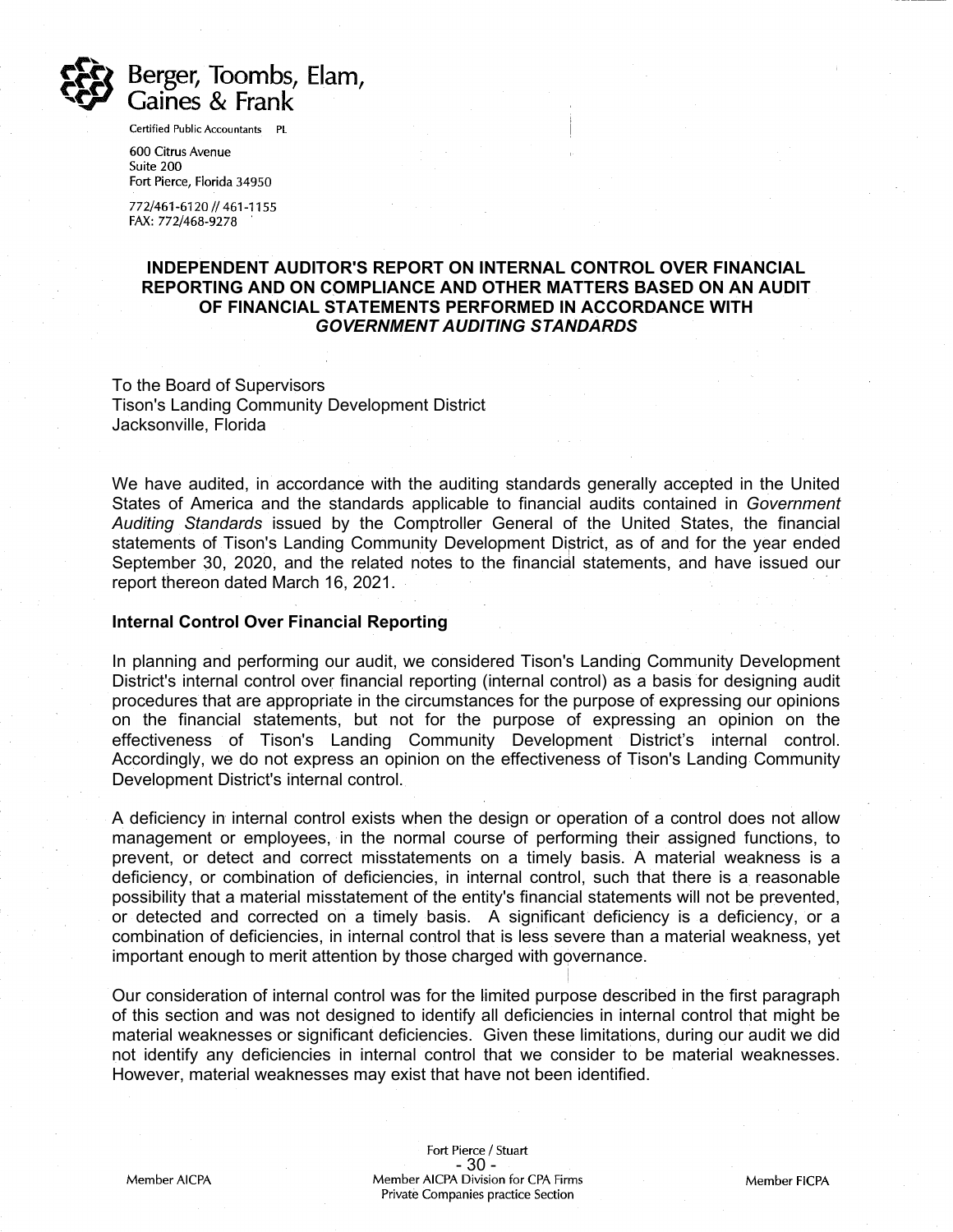Berger, Toombs, Elam, Gaines & Frank

Certified Public Accountants PL

600 Citrus Avenue
Suite 200
Fort Pierce, Florida 34950

772/461-6120 // 461-1155
FAX: 772/468-9278

## INDEPENDENT AUDITOR'S REPORT ON INTERNAL CONTROL OVER FINANCIAL REPORTING AND ON COMPLIANCE AND OTHER MATTERS BASED ON AN AUDIT OF FINANCIAL STATEMENTS PERFORMED IN ACCORDANCE WITH *GOVERNMENT AUDITING STANDARDS*

To the Board of Supervisors
Tison's Landing Community Development District
Jacksonville, Florida

We have audited, in accordance with the auditing standards generally accepted in the United States of America and the standards applicable to financial audits contained in *Government Auditing Standards* issued by the Comptroller General of the United States, the financial statements of Tison's Landing Community Development District, as of and for the year ended September 30, 2020, and the related notes to the financial statements, and have issued our report thereon dated March 16, 2021.

**Internal Control Over Financial Reporting**

In planning and performing our audit, we considered Tison's Landing Community Development District's internal control over financial reporting (internal control) as a basis for designing audit procedures that are appropriate in the circumstances for the purpose of expressing our opinions on the financial statements, but not for the purpose of expressing an opinion on the effectiveness of Tison's Landing Community Development District's internal control. Accordingly, we do not express an opinion on the effectiveness of Tison's Landing Community Development District's internal control.

A deficiency in internal control exists when the design or operation of a control does not allow management or employees, in the normal course of performing their assigned functions, to prevent, or detect and correct misstatements on a timely basis. A material weakness is a deficiency, or combination of deficiencies, in internal control, such that there is a reasonable possibility that a material misstatement of the entity's financial statements will not be prevented, or detected and corrected on a timely basis. A significant deficiency is a deficiency, or a combination of deficiencies, in internal control that is less severe than a material weakness, yet important enough to merit attention by those charged with governance.

Our consideration of internal control was for the limited purpose described in the first paragraph of this section and was not designed to identify all deficiencies in internal control that might be material weaknesses or significant deficiencies. Given these limitations, during our audit we did not identify any deficiencies in internal control that we consider to be material weaknesses. However, material weaknesses may exist that have not been identified.

Member AICPA

Fort Pierce / Stuart
Member AICPA Division for CPA Firms
Private Companies practice Section

Member FICPA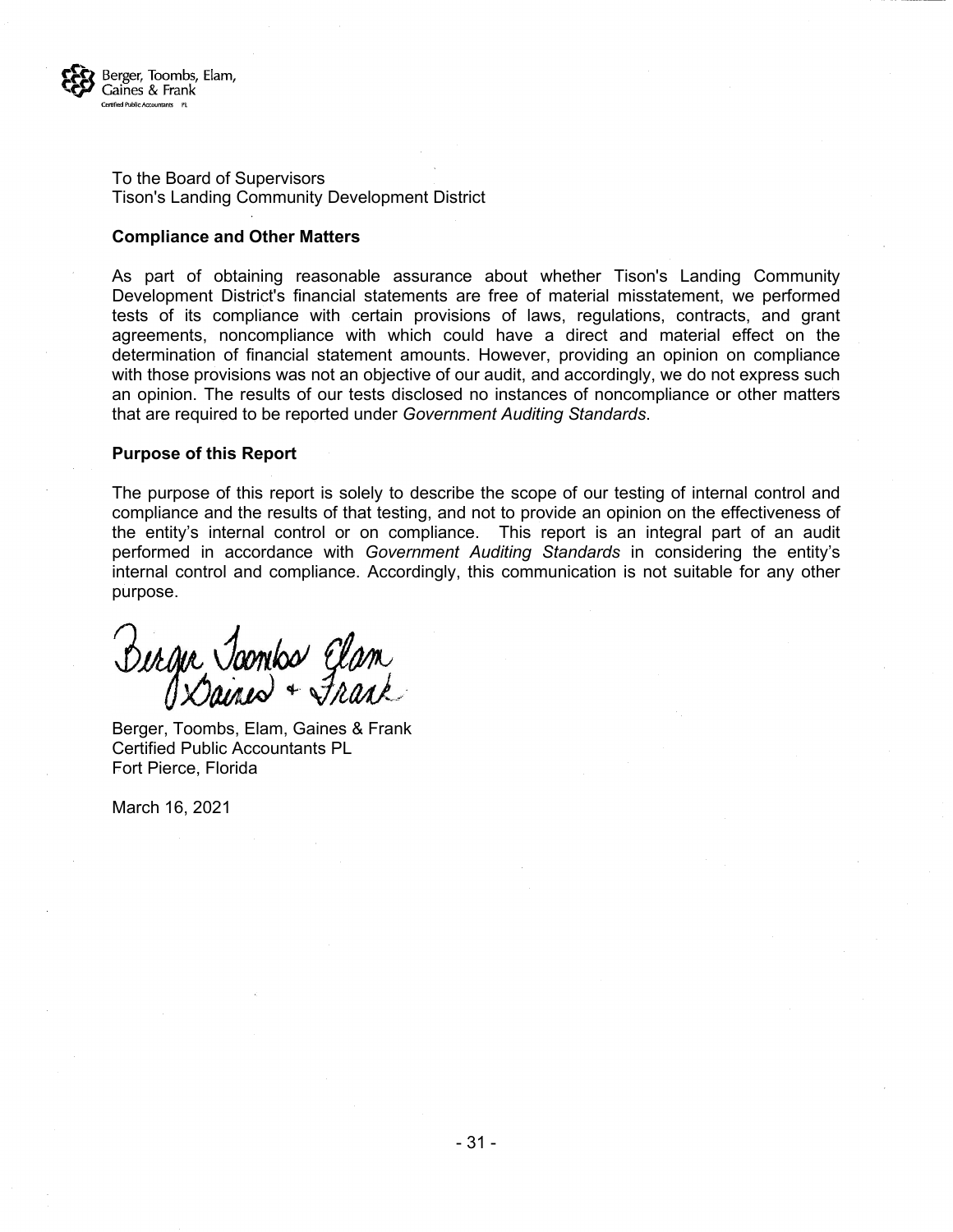Berger, Toombs, Elam, Gaines & Frank
Certified Public Accountants PL

To the Board of Supervisors
Tison's Landing Community Development District

**Compliance and Other Matters**

As part of obtaining reasonable assurance about whether Tison's Landing Community Development District's financial statements are free of material misstatement, we performed tests of its compliance with certain provisions of laws, regulations, contracts, and grant agreements, noncompliance with which could have a direct and material effect on the determination of financial statement amounts. However, providing an opinion on compliance with those provisions was not an objective of our audit, and accordingly, we do not express such an opinion. The results of our tests disclosed no instances of noncompliance or other matters that are required to be reported under *Government Auditing Standards*.

**Purpose of this Report**

The purpose of this report is solely to describe the scope of our testing of internal control and compliance and the results of that testing, and not to provide an opinion on the effectiveness of the entity's internal control or on compliance. This report is an integral part of an audit performed in accordance with *Government Auditing Standards* in considering the entity's internal control and compliance. Accordingly, this communication is not suitable for any other purpose.

Berger Toombs Elam
Gaines + Frank

Berger, Toombs, Elam, Gaines & Frank
Certified Public Accountants PL
Fort Pierce, Florida

March 16, 2021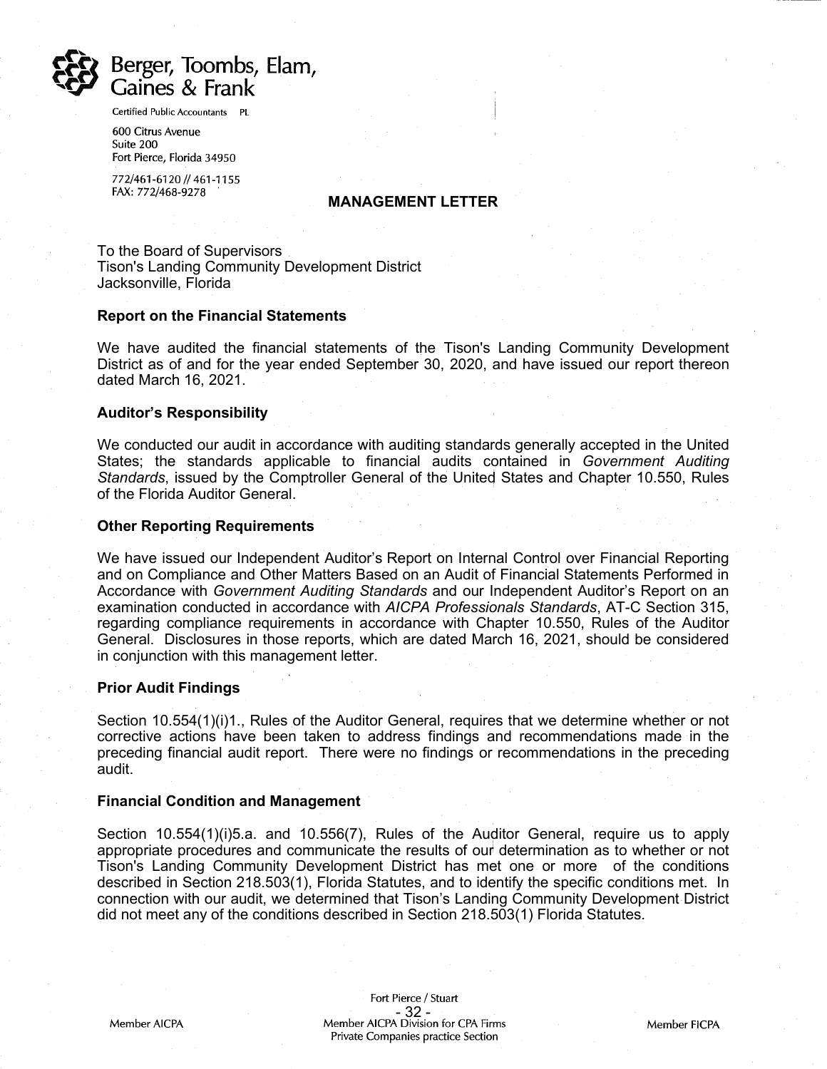Berger, Toombs, Elam, Gaines & Frank

Certified Public Accountants PL

600 Citrus Avenue
Suite 200
Fort Pierce, Florida 34950

772/461-6120 // 461-1155
FAX: 772/468-9278

## MANAGEMENT LETTER

To the Board of Supervisors
Tison's Landing Community Development District
Jacksonville, Florida

### Report on the Financial Statements

We have audited the financial statements of the Tison's Landing Community Development District as of and for the year ended September 30, 2020, and have issued our report thereon dated March 16, 2021.

### Auditor's Responsibility

We conducted our audit in accordance with auditing standards generally accepted in the United States; the standards applicable to financial audits contained in *Government Auditing Standards*, issued by the Comptroller General of the United States and Chapter 10.550, Rules of the Florida Auditor General.

### Other Reporting Requirements

We have issued our Independent Auditor's Report on Internal Control over Financial Reporting and on Compliance and Other Matters Based on an Audit of Financial Statements Performed in Accordance with *Government Auditing Standards* and our Independent Auditor's Report on an examination conducted in accordance with *AICPA Professionals Standards*, AT-C Section 315, regarding compliance requirements in accordance with Chapter 10.550, Rules of the Auditor General. Disclosures in those reports, which are dated March 16, 2021, should be considered in conjunction with this management letter.

### Prior Audit Findings

Section 10.554(1)(i)1., Rules of the Auditor General, requires that we determine whether or not corrective actions have been taken to address findings and recommendations made in the preceding financial audit report. There were no findings or recommendations in the preceding audit.

### Financial Condition and Management

Section 10.554(1)(i)5.a. and 10.556(7), Rules of the Auditor General, require us to apply appropriate procedures and communicate the results of our determination as to whether or not Tison's Landing Community Development District has met one or more of the conditions described in Section 218.503(1), Florida Statutes, and to identify the specific conditions met. In connection with our audit, we determined that Tison's Landing Community Development District did not meet any of the conditions described in Section 218.503(1) Florida Statutes.

Member AICPA

Fort Pierce / Stuart
Member AICPA Division for CPA Firms
Private Companies practice Section

Member FICPA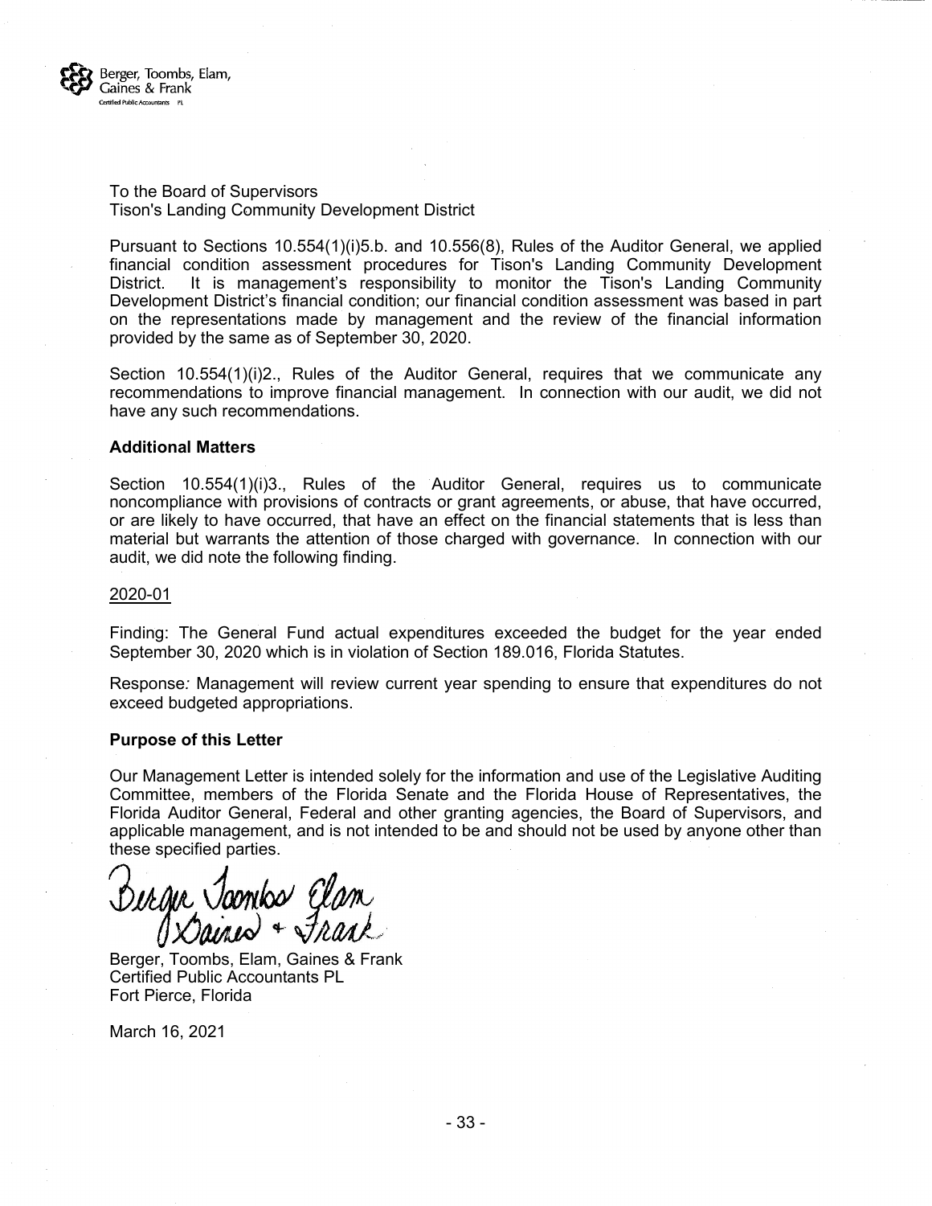Berger, Toombs, Elam, Gaines & Frank
Certified Public Accountants PL

To the Board of Supervisors
Tison's Landing Community Development District

Pursuant to Sections 10.554(1)(i)5.b. and 10.556(8), Rules of the Auditor General, we applied financial condition assessment procedures for Tison's Landing Community Development District. It is management's responsibility to monitor the Tison's Landing Community Development District's financial condition; our financial condition assessment was based in part on the representations made by management and the review of the financial information provided by the same as of September 30, 2020.

Section 10.554(1)(i)2., Rules of the Auditor General, requires that we communicate any recommendations to improve financial management. In connection with our audit, we did not have any such recommendations.

**Additional Matters**

Section 10.554(1)(i)3., Rules of the Auditor General, requires us to communicate noncompliance with provisions of contracts or grant agreements, or abuse, that have occurred, or are likely to have occurred, that have an effect on the financial statements that is less than material but warrants the attention of those charged with governance. In connection with our audit, we did note the following finding.

2020-01

Finding: The General Fund actual expenditures exceeded the budget for the year ended September 30, 2020 which is in violation of Section 189.016, Florida Statutes.

Response*:* Management will review current year spending to ensure that expenditures do not exceed budgeted appropriations.

**Purpose of this Letter**

Our Management Letter is intended solely for the information and use of the Legislative Auditing Committee, members of the Florida Senate and the Florida House of Representatives, the Florida Auditor General, Federal and other granting agencies, the Board of Supervisors, and applicable management, and is not intended to be and should not be used by anyone other than these specified parties.

*Berger Toombs Elam Gaines + Frank*

Berger, Toombs, Elam, Gaines & Frank
Certified Public Accountants PL
Fort Pierce, Florida

March 16, 2021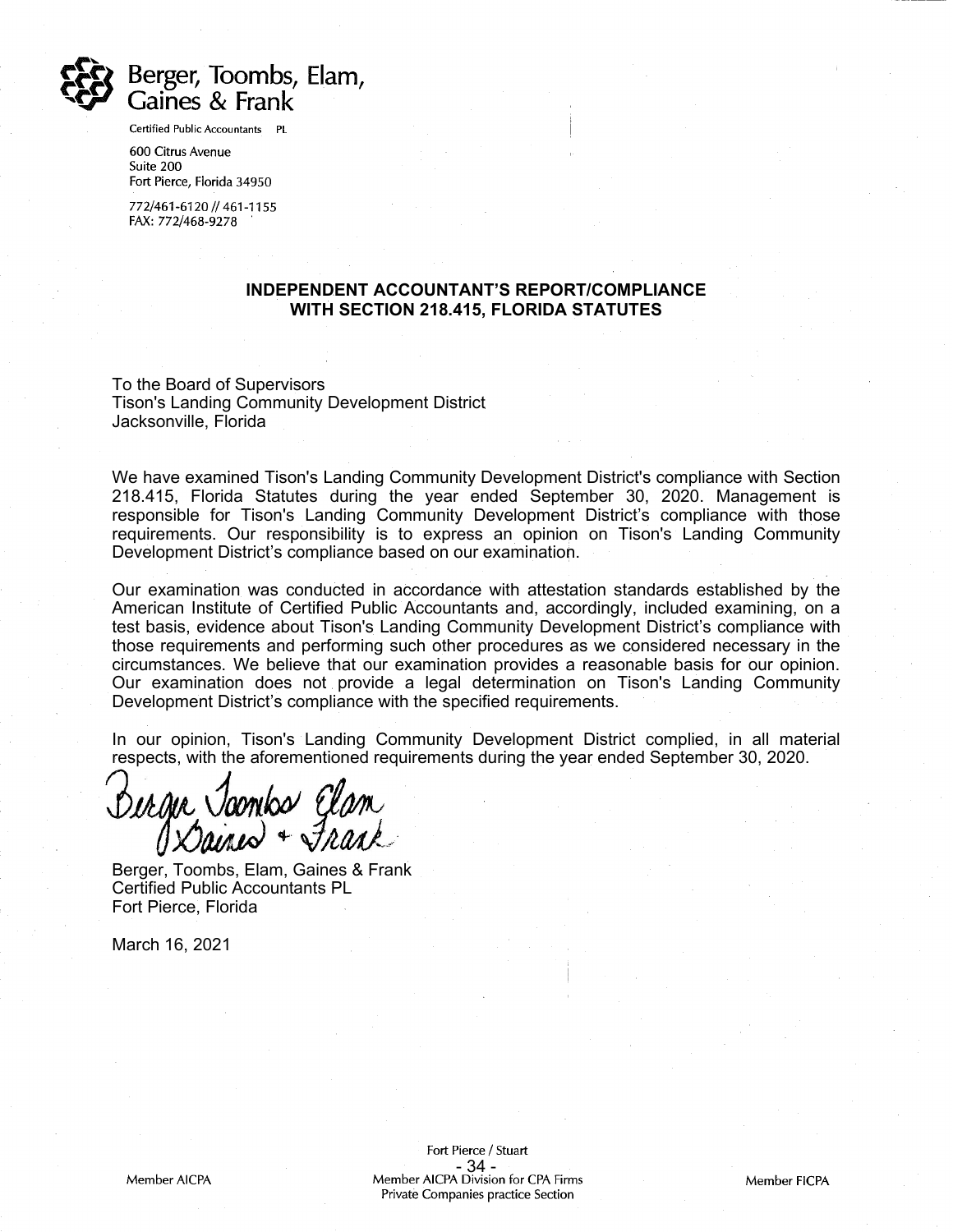Berger, Toombs, Elam, Gaines & Frank

Certified Public Accountants PL

600 Citrus Avenue
Suite 200
Fort Pierce, Florida 34950

772/461-6120 // 461-1155
FAX: 772/468-9278

## INDEPENDENT ACCOUNTANT'S REPORT/COMPLIANCE WITH SECTION 218.415, FLORIDA STATUTES

To the Board of Supervisors
Tison's Landing Community Development District
Jacksonville, Florida

We have examined Tison's Landing Community Development District's compliance with Section 218.415, Florida Statutes during the year ended September 30, 2020. Management is responsible for Tison's Landing Community Development District's compliance with those requirements. Our responsibility is to express an opinion on Tison's Landing Community Development District's compliance based on our examination.

Our examination was conducted in accordance with attestation standards established by the American Institute of Certified Public Accountants and, accordingly, included examining, on a test basis, evidence about Tison's Landing Community Development District's compliance with those requirements and performing such other procedures as we considered necessary in the circumstances. We believe that our examination provides a reasonable basis for our opinion. Our examination does not provide a legal determination on Tison's Landing Community Development District's compliance with the specified requirements.

In our opinion, Tison's Landing Community Development District complied, in all material respects, with the aforementioned requirements during the year ended September 30, 2020.

Berger Toombs Elam Gaines + Frank

Berger, Toombs, Elam, Gaines & Frank
Certified Public Accountants PL
Fort Pierce, Florida

March 16, 2021

Member AICPA

Fort Pierce / Stuart
Member AICPA Division for CPA Firms
Private Companies practice Section

Member FICPA